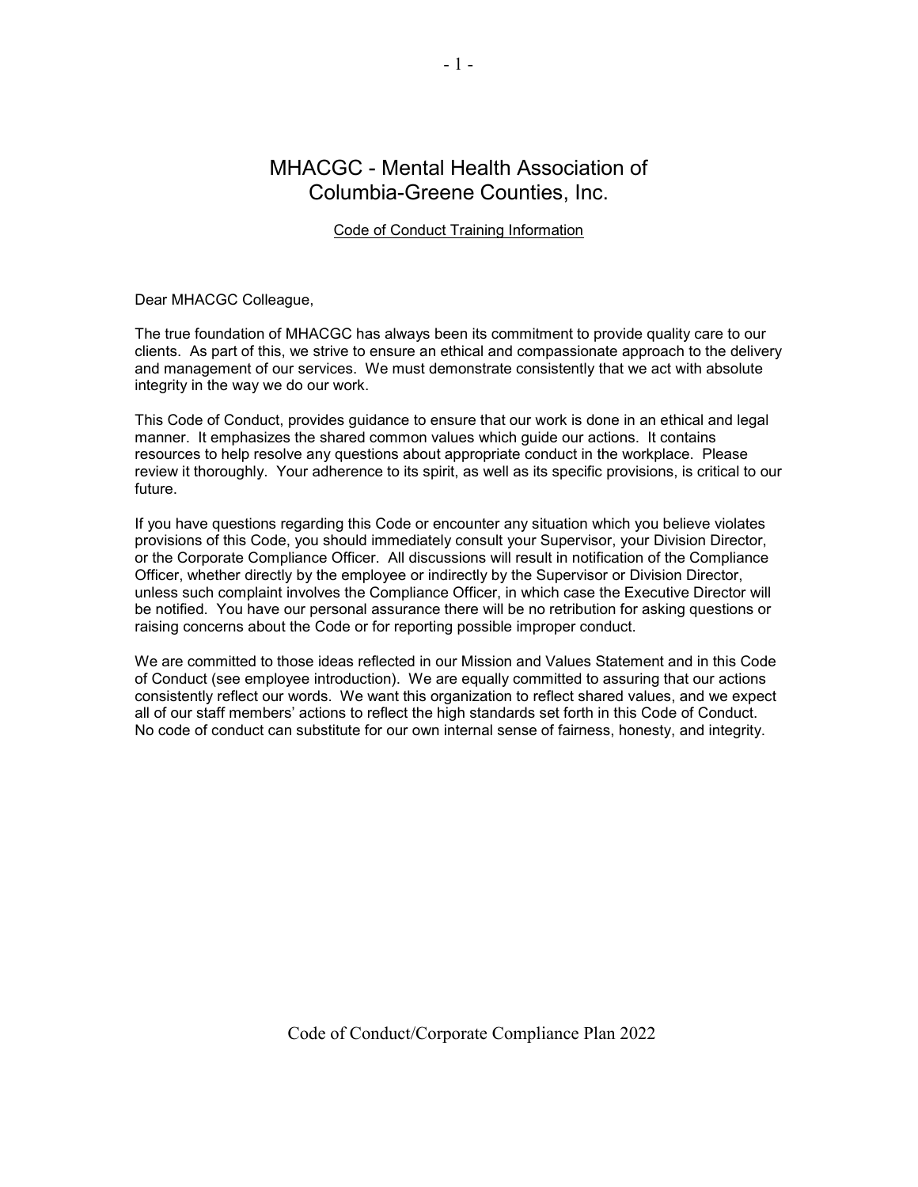# MHACGC - Mental Health Association of Columbia-Greene Counties, Inc.

Code of Conduct Training Information

Dear MHACGC Colleague,

The true foundation of MHACGC has always been its commitment to provide quality care to our clients. As part of this, we strive to ensure an ethical and compassionate approach to the delivery and management of our services. We must demonstrate consistently that we act with absolute integrity in the way we do our work.

This Code of Conduct, provides guidance to ensure that our work is done in an ethical and legal manner. It emphasizes the shared common values which guide our actions. It contains resources to help resolve any questions about appropriate conduct in the workplace. Please review it thoroughly. Your adherence to its spirit, as well as its specific provisions, is critical to our future.

If you have questions regarding this Code or encounter any situation which you believe violates provisions of this Code, you should immediately consult your Supervisor, your Division Director, or the Corporate Compliance Officer. All discussions will result in notification of the Compliance Officer, whether directly by the employee or indirectly by the Supervisor or Division Director, unless such complaint involves the Compliance Officer, in which case the Executive Director will be notified. You have our personal assurance there will be no retribution for asking questions or raising concerns about the Code or for reporting possible improper conduct.

We are committed to those ideas reflected in our Mission and Values Statement and in this Code of Conduct (see employee introduction). We are equally committed to assuring that our actions consistently reflect our words. We want this organization to reflect shared values, and we expect all of our staff members' actions to reflect the high standards set forth in this Code of Conduct. No code of conduct can substitute for our own internal sense of fairness, honesty, and integrity.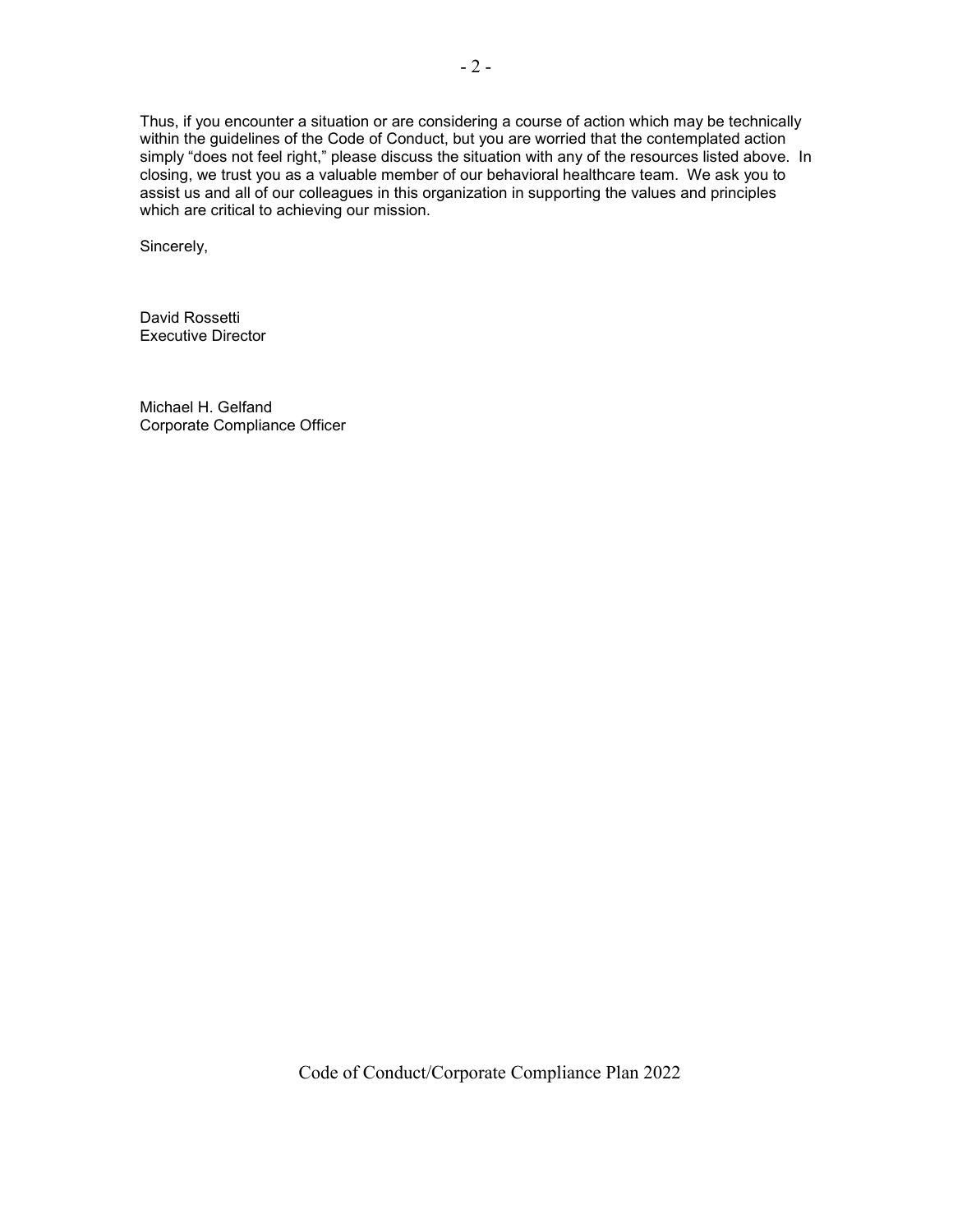Thus, if you encounter a situation or are considering a course of action which may be technically within the guidelines of the Code of Conduct, but you are worried that the contemplated action simply "does not feel right," please discuss the situation with any of the resources listed above. In closing, we trust you as a valuable member of our behavioral healthcare team. We ask you to assist us and all of our colleagues in this organization in supporting the values and principles which are critical to achieving our mission.

Sincerely,

David Rossetti
Executive Director

Michael H. Gelfand
Corporate Compliance Officer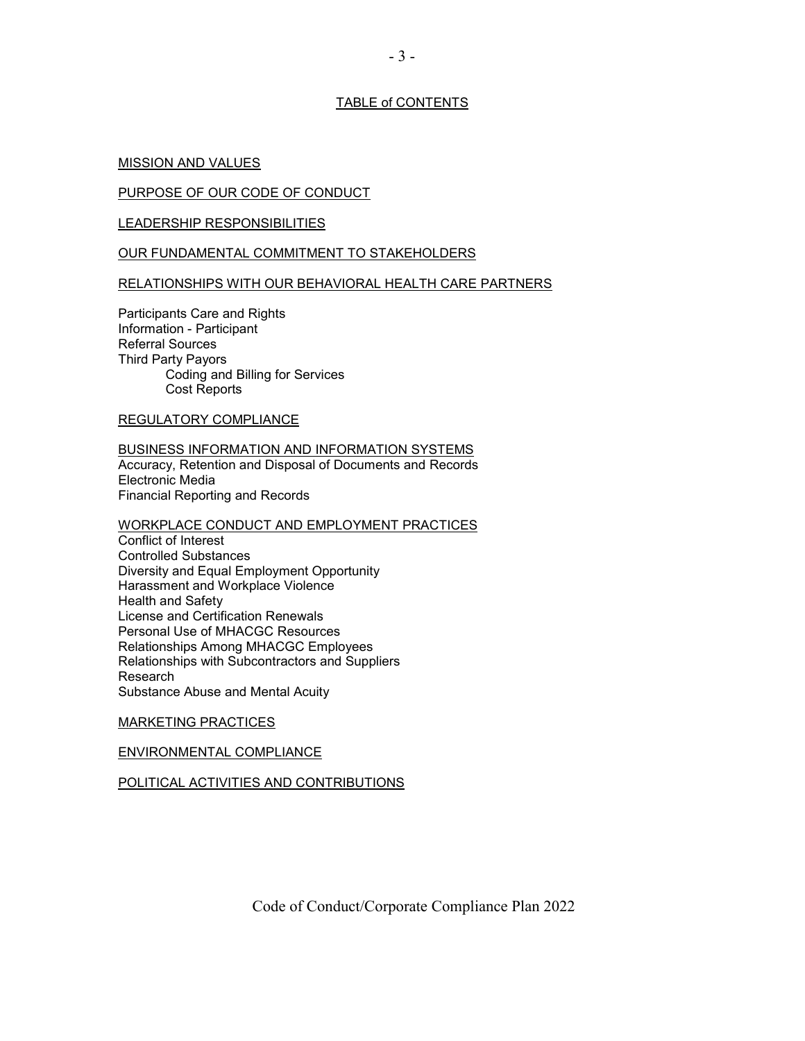## TABLE of CONTENTS

MISSION AND VALUES

PURPOSE OF OUR CODE OF CONDUCT

LEADERSHIP RESPONSIBILITIES

OUR FUNDAMENTAL COMMITMENT TO STAKEHOLDERS

RELATIONSHIPS WITH OUR BEHAVIORAL HEALTH CARE PARTNERS

- Participants Care and Rights
- Information - Participant
- Referral Sources
- Third Party Payors
    - Coding and Billing for Services
    - Cost Reports

REGULATORY COMPLIANCE

BUSINESS INFORMATION AND INFORMATION SYSTEMS

- Accuracy, Retention and Disposal of Documents and Records
- Electronic Media
- Financial Reporting and Records

WORKPLACE CONDUCT AND EMPLOYMENT PRACTICES

- Conflict of Interest
- Controlled Substances
- Diversity and Equal Employment Opportunity
- Harassment and Workplace Violence
- Health and Safety
- License and Certification Renewals
- Personal Use of MHACGC Resources
- Relationships Among MHACGC Employees
- Relationships with Subcontractors and Suppliers
- Research
- Substance Abuse and Mental Acuity

MARKETING PRACTICES

ENVIRONMENTAL COMPLIANCE

POLITICAL ACTIVITIES AND CONTRIBUTIONS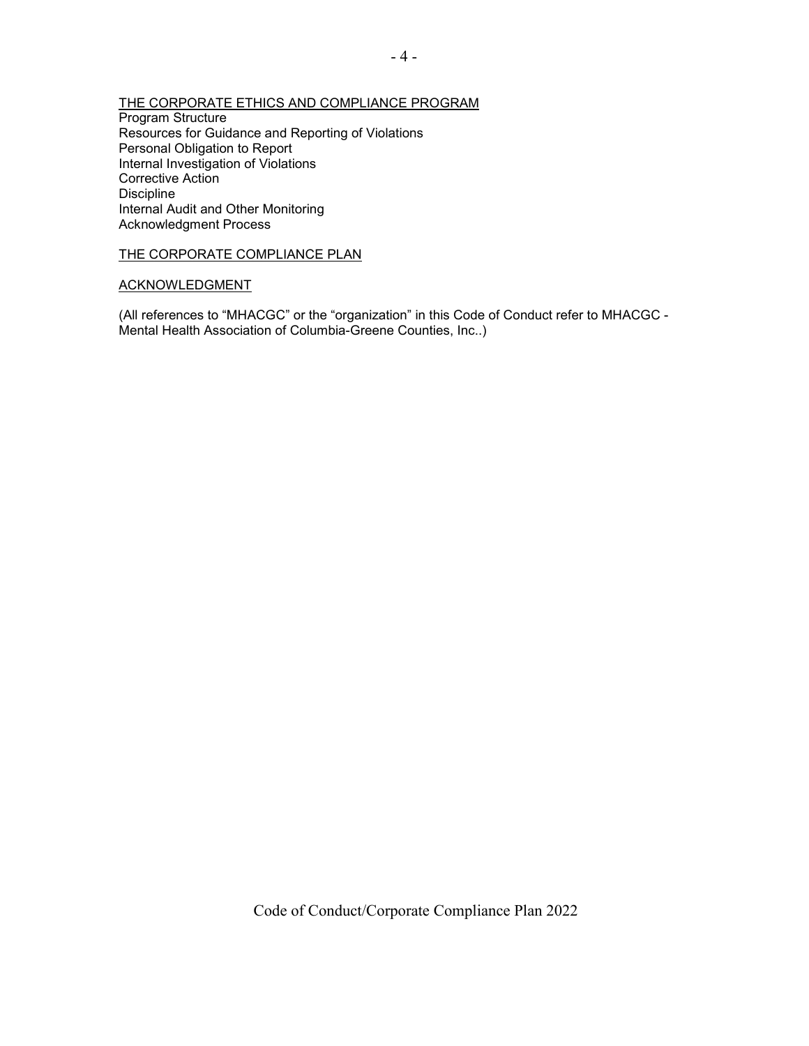<u>THE CORPORATE ETHICS AND COMPLIANCE PROGRAM</u>

Program Structure
Resources for Guidance and Reporting of Violations
Personal Obligation to Report
Internal Investigation of Violations
Corrective Action
Discipline
Internal Audit and Other Monitoring
Acknowledgment Process

<u>THE CORPORATE COMPLIANCE PLAN</u>

<u>ACKNOWLEDGMENT</u>

(All references to "MHACGC" or the "organization" in this Code of Conduct refer to MHACGC - Mental Health Association of Columbia-Greene Counties, Inc..)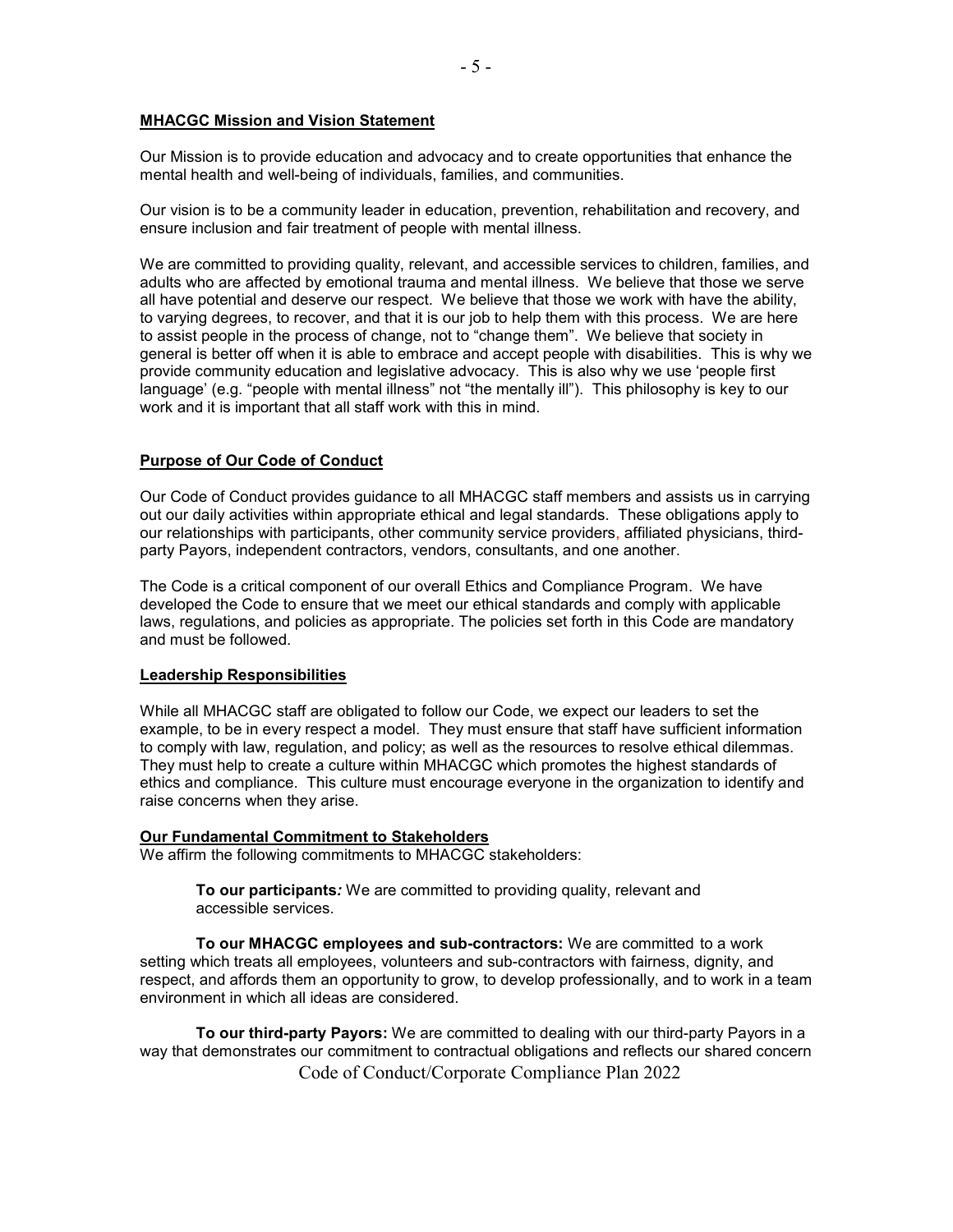## MHACGC Mission and Vision Statement

Our Mission is to provide education and advocacy and to create opportunities that enhance the mental health and well-being of individuals, families, and communities.

Our vision is to be a community leader in education, prevention, rehabilitation and recovery, and ensure inclusion and fair treatment of people with mental illness.

We are committed to providing quality, relevant, and accessible services to children, families, and adults who are affected by emotional trauma and mental illness. We believe that those we serve all have potential and deserve our respect. We believe that those we work with have the ability, to varying degrees, to recover, and that it is our job to help them with this process. We are here to assist people in the process of change, not to "change them". We believe that society in general is better off when it is able to embrace and accept people with disabilities. This is why we provide community education and legislative advocacy. This is also why we use 'people first language' (e.g. "people with mental illness" not "the mentally ill"). This philosophy is key to our work and it is important that all staff work with this in mind.

## Purpose of Our Code of Conduct

Our Code of Conduct provides guidance to all MHACGC staff members and assists us in carrying out our daily activities within appropriate ethical and legal standards. These obligations apply to our relationships with participants, other community service providers, affiliated physicians, third-party Payors, independent contractors, vendors, consultants, and one another.

The Code is a critical component of our overall Ethics and Compliance Program. We have developed the Code to ensure that we meet our ethical standards and comply with applicable laws, regulations, and policies as appropriate. The policies set forth in this Code are mandatory and must be followed.

## Leadership Responsibilities

While all MHACGC staff are obligated to follow our Code, we expect our leaders to set the example, to be in every respect a model. They must ensure that staff have sufficient information to comply with law, regulation, and policy; as well as the resources to resolve ethical dilemmas. They must help to create a culture within MHACGC which promotes the highest standards of ethics and compliance. This culture must encourage everyone in the organization to identify and raise concerns when they arise.

## Our Fundamental Commitment to Stakeholders

We affirm the following commitments to MHACGC stakeholders:

**To our participants*:*** We are committed to providing quality, relevant and accessible services.

**To our MHACGC employees and sub-contractors:** We are committed to a work setting which treats all employees, volunteers and sub-contractors with fairness, dignity, and respect, and affords them an opportunity to grow, to develop professionally, and to work in a team environment in which all ideas are considered.

**To our third-party Payors:** We are committed to dealing with our third-party Payors in a way that demonstrates our commitment to contractual obligations and reflects our shared concern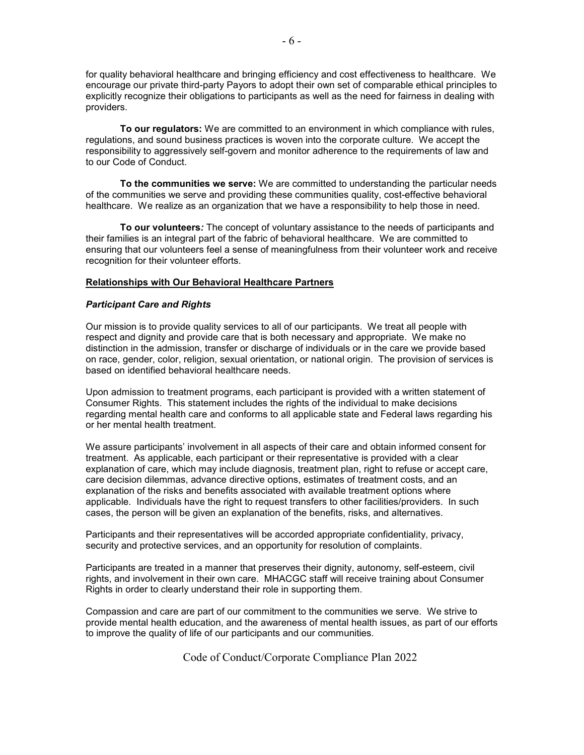for quality behavioral healthcare and bringing efficiency and cost effectiveness to healthcare. We encourage our private third-party Payors to adopt their own set of comparable ethical principles to explicitly recognize their obligations to participants as well as the need for fairness in dealing with providers.

**To our regulators:** We are committed to an environment in which compliance with rules, regulations, and sound business practices is woven into the corporate culture. We accept the responsibility to aggressively self-govern and monitor adherence to the requirements of law and to our Code of Conduct.

**To the communities we serve:** We are committed to understanding the particular needs of the communities we serve and providing these communities quality, cost-effective behavioral healthcare. We realize as an organization that we have a responsibility to help those in need.

**To our volunteers*:*** The concept of voluntary assistance to the needs of participants and their families is an integral part of the fabric of behavioral healthcare. We are committed to ensuring that our volunteers feel a sense of meaningfulness from their volunteer work and receive recognition for their volunteer efforts.

## Relationships with Our Behavioral Healthcare Partners

### *Participant Care and Rights*

Our mission is to provide quality services to all of our participants. We treat all people with respect and dignity and provide care that is both necessary and appropriate. We make no distinction in the admission, transfer or discharge of individuals or in the care we provide based on race, gender, color, religion, sexual orientation, or national origin. The provision of services is based on identified behavioral healthcare needs.

Upon admission to treatment programs, each participant is provided with a written statement of Consumer Rights. This statement includes the rights of the individual to make decisions regarding mental health care and conforms to all applicable state and Federal laws regarding his or her mental health treatment.

We assure participants' involvement in all aspects of their care and obtain informed consent for treatment. As applicable, each participant or their representative is provided with a clear explanation of care, which may include diagnosis, treatment plan, right to refuse or accept care, care decision dilemmas, advance directive options, estimates of treatment costs, and an explanation of the risks and benefits associated with available treatment options where applicable. Individuals have the right to request transfers to other facilities/providers. In such cases, the person will be given an explanation of the benefits, risks, and alternatives.

Participants and their representatives will be accorded appropriate confidentiality, privacy, security and protective services, and an opportunity for resolution of complaints.

Participants are treated in a manner that preserves their dignity, autonomy, self-esteem, civil rights, and involvement in their own care. MHACGC staff will receive training about Consumer Rights in order to clearly understand their role in supporting them.

Compassion and care are part of our commitment to the communities we serve. We strive to provide mental health education, and the awareness of mental health issues, as part of our efforts to improve the quality of life of our participants and our communities.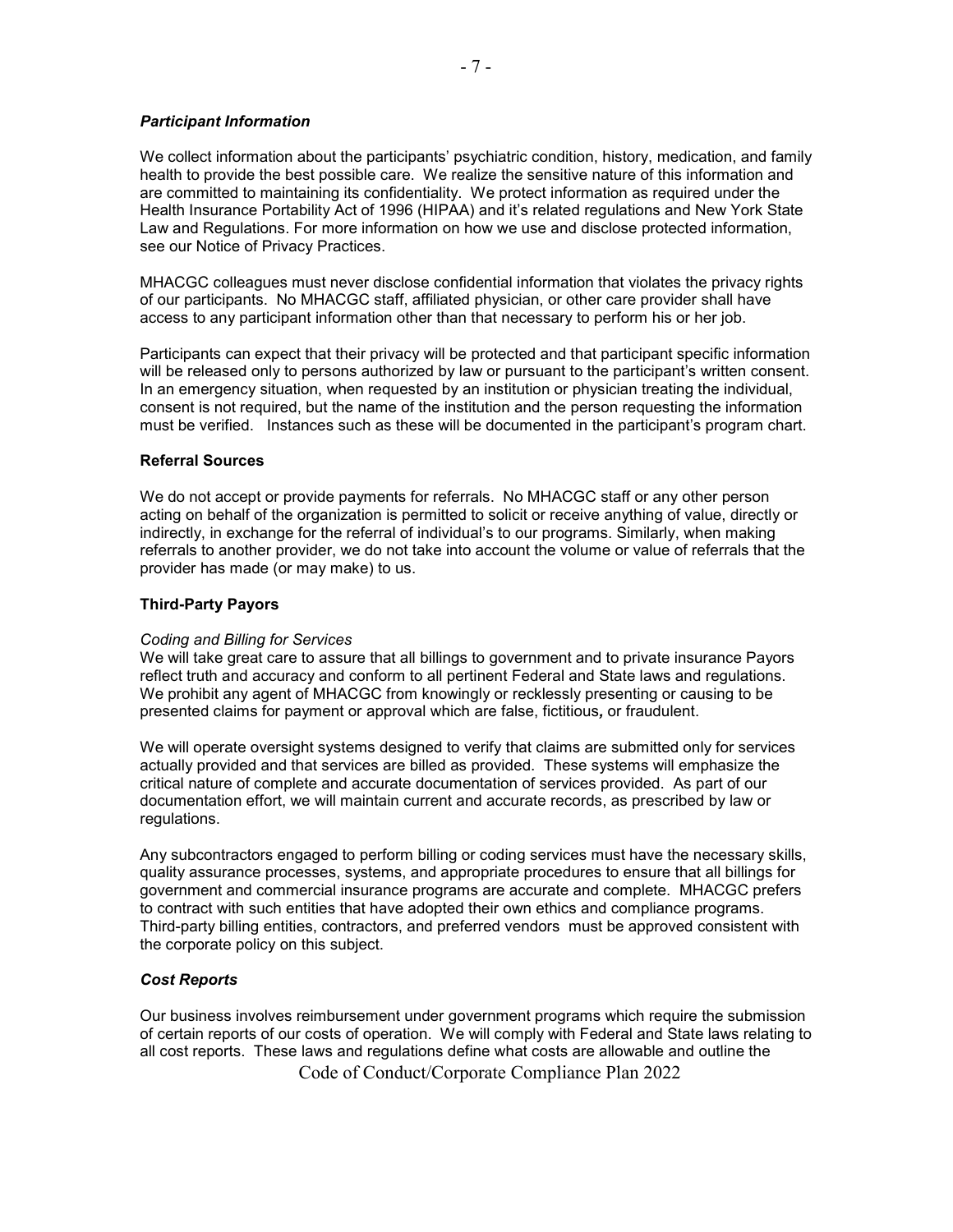### *Participant Information*

We collect information about the participants' psychiatric condition, history, medication, and family health to provide the best possible care. We realize the sensitive nature of this information and are committed to maintaining its confidentiality. We protect information as required under the Health Insurance Portability Act of 1996 (HIPAA) and it's related regulations and New York State Law and Regulations. For more information on how we use and disclose protected information, see our Notice of Privacy Practices.

MHACGC colleagues must never disclose confidential information that violates the privacy rights of our participants. No MHACGC staff, affiliated physician, or other care provider shall have access to any participant information other than that necessary to perform his or her job.

Participants can expect that their privacy will be protected and that participant specific information will be released only to persons authorized by law or pursuant to the participant's written consent. In an emergency situation, when requested by an institution or physician treating the individual, consent is not required, but the name of the institution and the person requesting the information must be verified. Instances such as these will be documented in the participant's program chart.

### **Referral Sources**

We do not accept or provide payments for referrals. No MHACGC staff or any other person acting on behalf of the organization is permitted to solicit or receive anything of value, directly or indirectly, in exchange for the referral of individual's to our programs. Similarly, when making referrals to another provider, we do not take into account the volume or value of referrals that the provider has made (or may make) to us.

### **Third-Party Payors**

*Coding and Billing for Services*
We will take great care to assure that all billings to government and to private insurance Payors reflect truth and accuracy and conform to all pertinent Federal and State laws and regulations. We prohibit any agent of MHACGC from knowingly or recklessly presenting or causing to be presented claims for payment or approval which are false, fictitious*,* or fraudulent.

We will operate oversight systems designed to verify that claims are submitted only for services actually provided and that services are billed as provided. These systems will emphasize the critical nature of complete and accurate documentation of services provided. As part of our documentation effort, we will maintain current and accurate records, as prescribed by law or regulations.

Any subcontractors engaged to perform billing or coding services must have the necessary skills, quality assurance processes, systems, and appropriate procedures to ensure that all billings for government and commercial insurance programs are accurate and complete. MHACGC prefers to contract with such entities that have adopted their own ethics and compliance programs. Third-party billing entities, contractors, and preferred vendors must be approved consistent with the corporate policy on this subject.

### *Cost Reports*

Our business involves reimbursement under government programs which require the submission of certain reports of our costs of operation. We will comply with Federal and State laws relating to all cost reports. These laws and regulations define what costs are allowable and outline the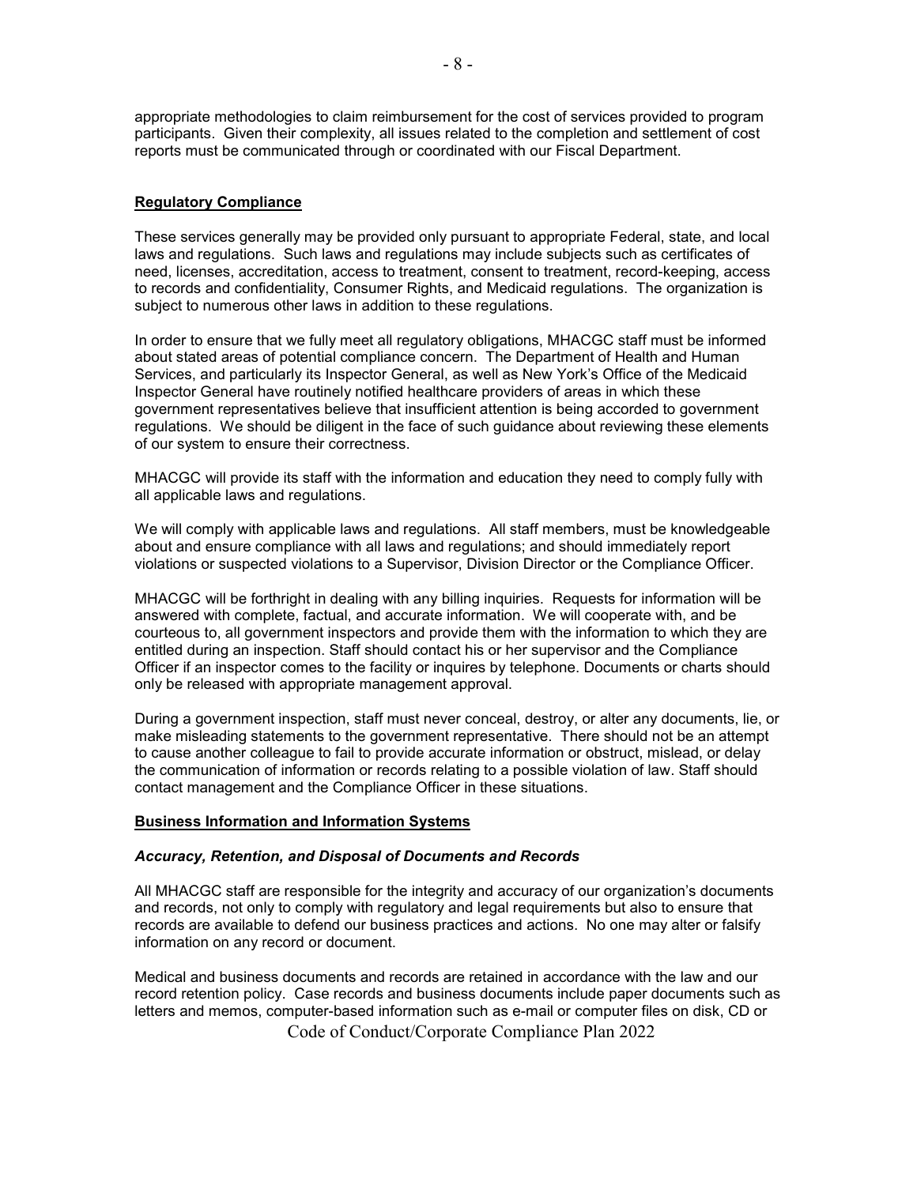appropriate methodologies to claim reimbursement for the cost of services provided to program participants. Given their complexity, all issues related to the completion and settlement of cost reports must be communicated through or coordinated with our Fiscal Department.

## Regulatory Compliance

These services generally may be provided only pursuant to appropriate Federal, state, and local laws and regulations. Such laws and regulations may include subjects such as certificates of need, licenses, accreditation, access to treatment, consent to treatment, record-keeping, access to records and confidentiality, Consumer Rights, and Medicaid regulations. The organization is subject to numerous other laws in addition to these regulations.

In order to ensure that we fully meet all regulatory obligations, MHACGC staff must be informed about stated areas of potential compliance concern. The Department of Health and Human Services, and particularly its Inspector General, as well as New York's Office of the Medicaid Inspector General have routinely notified healthcare providers of areas in which these government representatives believe that insufficient attention is being accorded to government regulations. We should be diligent in the face of such guidance about reviewing these elements of our system to ensure their correctness.

MHACGC will provide its staff with the information and education they need to comply fully with all applicable laws and regulations.

We will comply with applicable laws and regulations. All staff members, must be knowledgeable about and ensure compliance with all laws and regulations; and should immediately report violations or suspected violations to a Supervisor, Division Director or the Compliance Officer.

MHACGC will be forthright in dealing with any billing inquiries. Requests for information will be answered with complete, factual, and accurate information. We will cooperate with, and be courteous to, all government inspectors and provide them with the information to which they are entitled during an inspection. Staff should contact his or her supervisor and the Compliance Officer if an inspector comes to the facility or inquires by telephone. Documents or charts should only be released with appropriate management approval.

During a government inspection, staff must never conceal, destroy, or alter any documents, lie, or make misleading statements to the government representative. There should not be an attempt to cause another colleague to fail to provide accurate information or obstruct, mislead, or delay the communication of information or records relating to a possible violation of law. Staff should contact management and the Compliance Officer in these situations.

## Business Information and Information Systems

### *Accuracy, Retention, and Disposal of Documents and Records*

All MHACGC staff are responsible for the integrity and accuracy of our organization's documents and records, not only to comply with regulatory and legal requirements but also to ensure that records are available to defend our business practices and actions. No one may alter or falsify information on any record or document.

Medical and business documents and records are retained in accordance with the law and our record retention policy. Case records and business documents include paper documents such as letters and memos, computer-based information such as e-mail or computer files on disk, CD or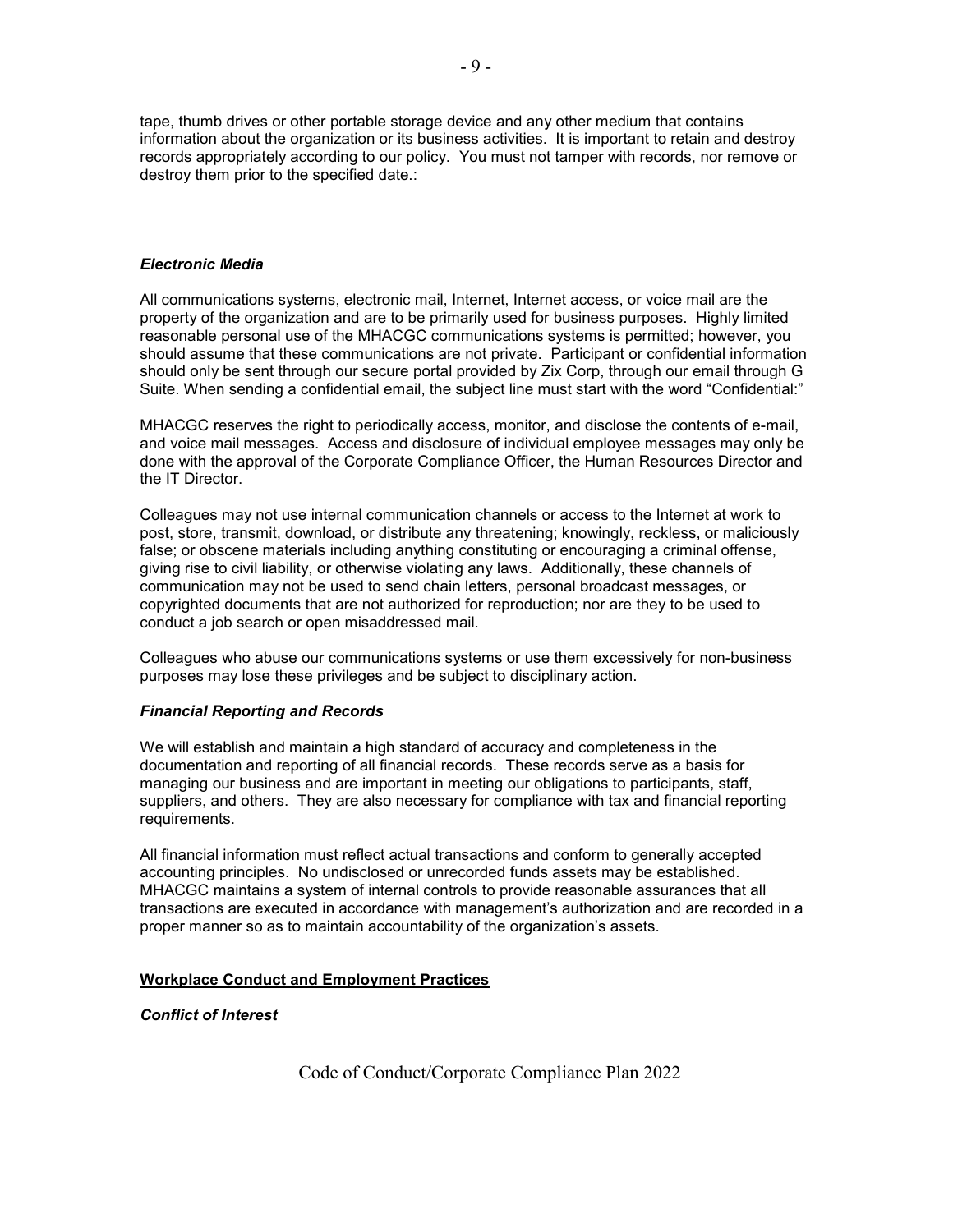tape, thumb drives or other portable storage device and any other medium that contains information about the organization or its business activities. It is important to retain and destroy records appropriately according to our policy. You must not tamper with records, nor remove or destroy them prior to the specified date.:

### *Electronic Media*

All communications systems, electronic mail, Internet, Internet access, or voice mail are the property of the organization and are to be primarily used for business purposes. Highly limited reasonable personal use of the MHACGC communications systems is permitted; however, you should assume that these communications are not private. Participant or confidential information should only be sent through our secure portal provided by Zix Corp, through our email through G Suite. When sending a confidential email, the subject line must start with the word "Confidential:"

MHACGC reserves the right to periodically access, monitor, and disclose the contents of e-mail, and voice mail messages. Access and disclosure of individual employee messages may only be done with the approval of the Corporate Compliance Officer, the Human Resources Director and the IT Director.

Colleagues may not use internal communication channels or access to the Internet at work to post, store, transmit, download, or distribute any threatening; knowingly, reckless, or maliciously false; or obscene materials including anything constituting or encouraging a criminal offense, giving rise to civil liability, or otherwise violating any laws. Additionally, these channels of communication may not be used to send chain letters, personal broadcast messages, or copyrighted documents that are not authorized for reproduction; nor are they to be used to conduct a job search or open misaddressed mail.

Colleagues who abuse our communications systems or use them excessively for non-business purposes may lose these privileges and be subject to disciplinary action.

### *Financial Reporting and Records*

We will establish and maintain a high standard of accuracy and completeness in the documentation and reporting of all financial records. These records serve as a basis for managing our business and are important in meeting our obligations to participants, staff, suppliers, and others. They are also necessary for compliance with tax and financial reporting requirements.

All financial information must reflect actual transactions and conform to generally accepted accounting principles. No undisclosed or unrecorded funds assets may be established. MHACGC maintains a system of internal controls to provide reasonable assurances that all transactions are executed in accordance with management's authorization and are recorded in a proper manner so as to maintain accountability of the organization's assets.

## **Workplace Conduct and Employment Practices**

### *Conflict of Interest*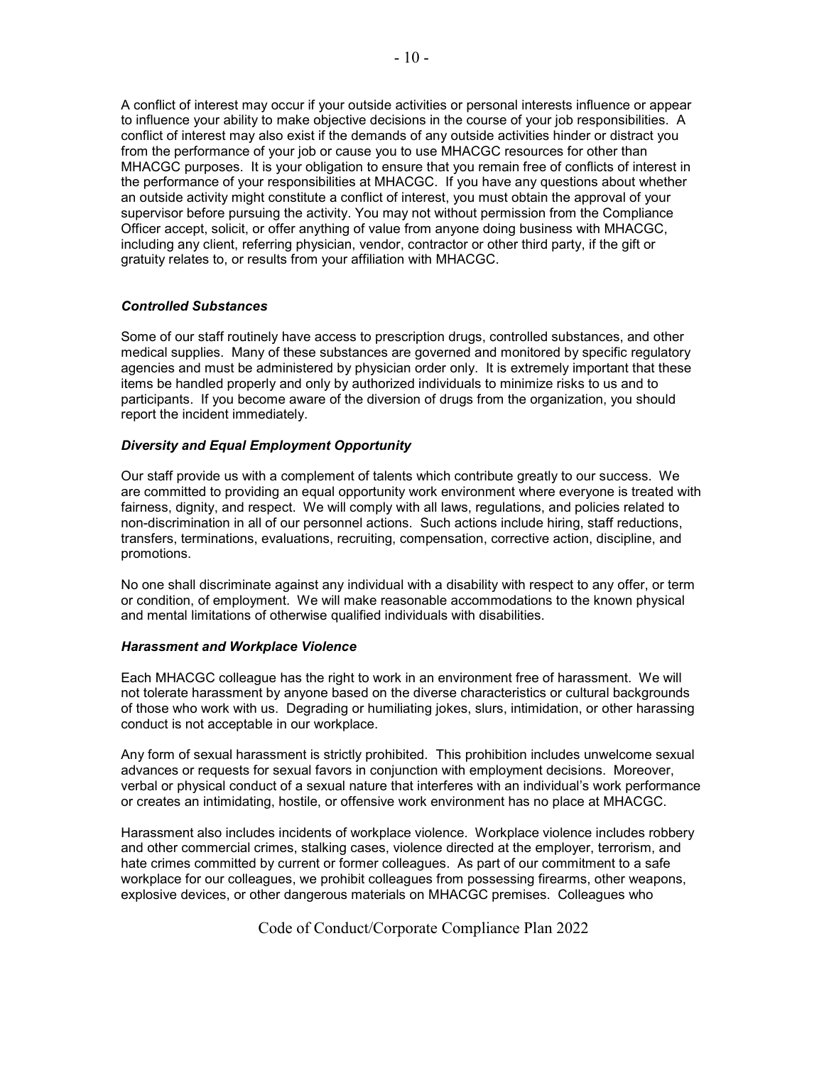A conflict of interest may occur if your outside activities or personal interests influence or appear to influence your ability to make objective decisions in the course of your job responsibilities. A conflict of interest may also exist if the demands of any outside activities hinder or distract you from the performance of your job or cause you to use MHACGC resources for other than MHACGC purposes. It is your obligation to ensure that you remain free of conflicts of interest in the performance of your responsibilities at MHACGC. If you have any questions about whether an outside activity might constitute a conflict of interest, you must obtain the approval of your supervisor before pursuing the activity. You may not without permission from the Compliance Officer accept, solicit, or offer anything of value from anyone doing business with MHACGC, including any client, referring physician, vendor, contractor or other third party, if the gift or gratuity relates to, or results from your affiliation with MHACGC.

### *Controlled Substances*

Some of our staff routinely have access to prescription drugs, controlled substances, and other medical supplies. Many of these substances are governed and monitored by specific regulatory agencies and must be administered by physician order only. It is extremely important that these items be handled properly and only by authorized individuals to minimize risks to us and to participants. If you become aware of the diversion of drugs from the organization, you should report the incident immediately.

### *Diversity and Equal Employment Opportunity*

Our staff provide us with a complement of talents which contribute greatly to our success. We are committed to providing an equal opportunity work environment where everyone is treated with fairness, dignity, and respect. We will comply with all laws, regulations, and policies related to non-discrimination in all of our personnel actions. Such actions include hiring, staff reductions, transfers, terminations, evaluations, recruiting, compensation, corrective action, discipline, and promotions.

No one shall discriminate against any individual with a disability with respect to any offer, or term or condition, of employment. We will make reasonable accommodations to the known physical and mental limitations of otherwise qualified individuals with disabilities.

### *Harassment and Workplace Violence*

Each MHACGC colleague has the right to work in an environment free of harassment. We will not tolerate harassment by anyone based on the diverse characteristics or cultural backgrounds of those who work with us. Degrading or humiliating jokes, slurs, intimidation, or other harassing conduct is not acceptable in our workplace.

Any form of sexual harassment is strictly prohibited. This prohibition includes unwelcome sexual advances or requests for sexual favors in conjunction with employment decisions. Moreover, verbal or physical conduct of a sexual nature that interferes with an individual's work performance or creates an intimidating, hostile, or offensive work environment has no place at MHACGC.

Harassment also includes incidents of workplace violence. Workplace violence includes robbery and other commercial crimes, stalking cases, violence directed at the employer, terrorism, and hate crimes committed by current or former colleagues. As part of our commitment to a safe workplace for our colleagues, we prohibit colleagues from possessing firearms, other weapons, explosive devices, or other dangerous materials on MHACGC premises. Colleagues who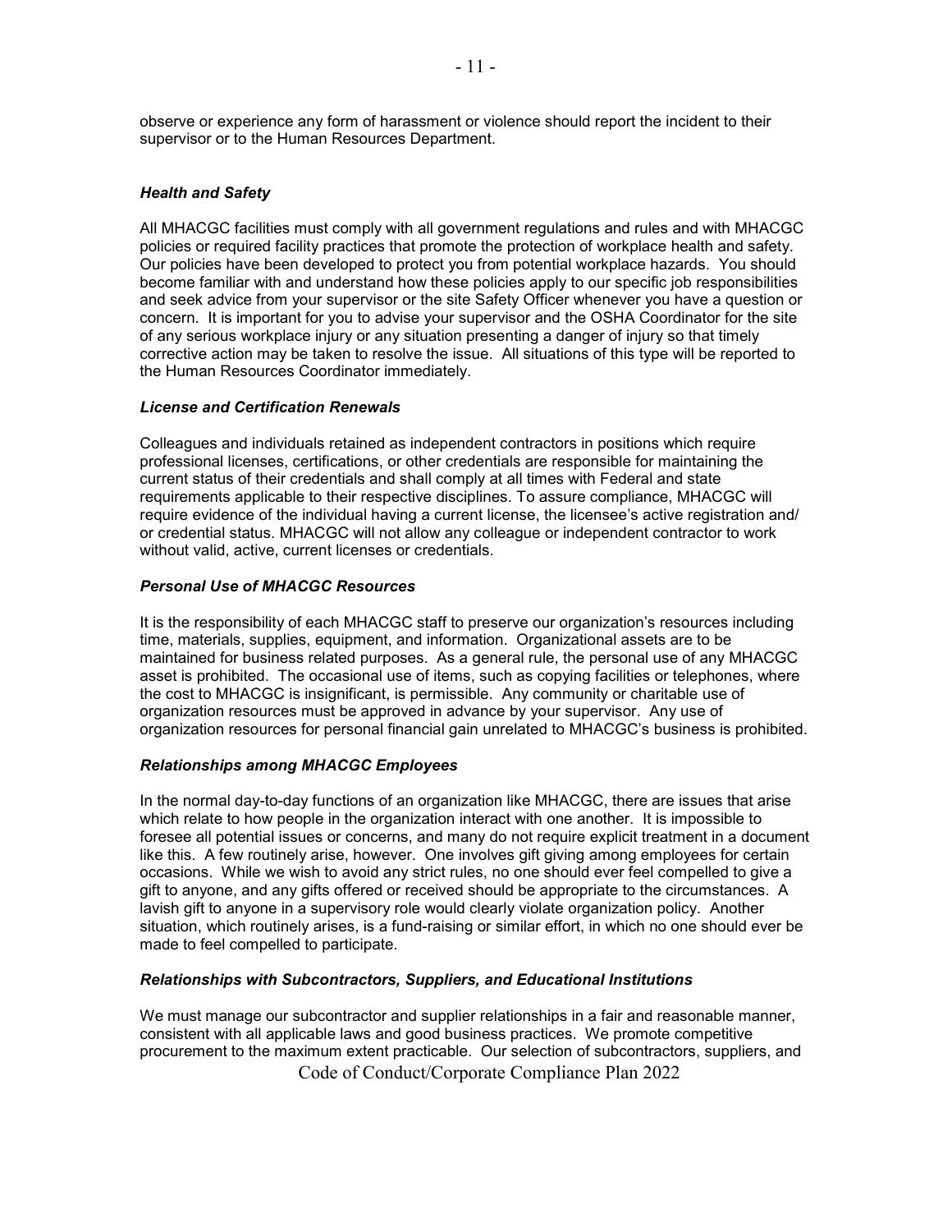observe or experience any form of harassment or violence should report the incident to their supervisor or to the Human Resources Department.

***Health and Safety***

All MHACGC facilities must comply with all government regulations and rules and with MHACGC policies or required facility practices that promote the protection of workplace health and safety. Our policies have been developed to protect you from potential workplace hazards. You should become familiar with and understand how these policies apply to our specific job responsibilities and seek advice from your supervisor or the site Safety Officer whenever you have a question or concern. It is important for you to advise your supervisor and the OSHA Coordinator for the site of any serious workplace injury or any situation presenting a danger of injury so that timely corrective action may be taken to resolve the issue. All situations of this type will be reported to the Human Resources Coordinator immediately.

***License and Certification Renewals***

Colleagues and individuals retained as independent contractors in positions which require professional licenses, certifications, or other credentials are responsible for maintaining the current status of their credentials and shall comply at all times with Federal and state requirements applicable to their respective disciplines. To assure compliance, MHACGC will require evidence of the individual having a current license, the licensee's active registration and/ or credential status. MHACGC will not allow any colleague or independent contractor to work without valid, active, current licenses or credentials.

***Personal Use of MHACGC Resources***

It is the responsibility of each MHACGC staff to preserve our organization's resources including time, materials, supplies, equipment, and information. Organizational assets are to be maintained for business related purposes. As a general rule, the personal use of any MHACGC asset is prohibited. The occasional use of items, such as copying facilities or telephones, where the cost to MHACGC is insignificant, is permissible. Any community or charitable use of organization resources must be approved in advance by your supervisor. Any use of organization resources for personal financial gain unrelated to MHACGC's business is prohibited.

***Relationships among MHACGC Employees***

In the normal day-to-day functions of an organization like MHACGC, there are issues that arise which relate to how people in the organization interact with one another. It is impossible to foresee all potential issues or concerns, and many do not require explicit treatment in a document like this. A few routinely arise, however. One involves gift giving among employees for certain occasions. While we wish to avoid any strict rules, no one should ever feel compelled to give a gift to anyone, and any gifts offered or received should be appropriate to the circumstances. A lavish gift to anyone in a supervisory role would clearly violate organization policy. Another situation, which routinely arises, is a fund-raising or similar effort, in which no one should ever be made to feel compelled to participate.

***Relationships with Subcontractors, Suppliers, and Educational Institutions***

We must manage our subcontractor and supplier relationships in a fair and reasonable manner, consistent with all applicable laws and good business practices. We promote competitive procurement to the maximum extent practicable. Our selection of subcontractors, suppliers, and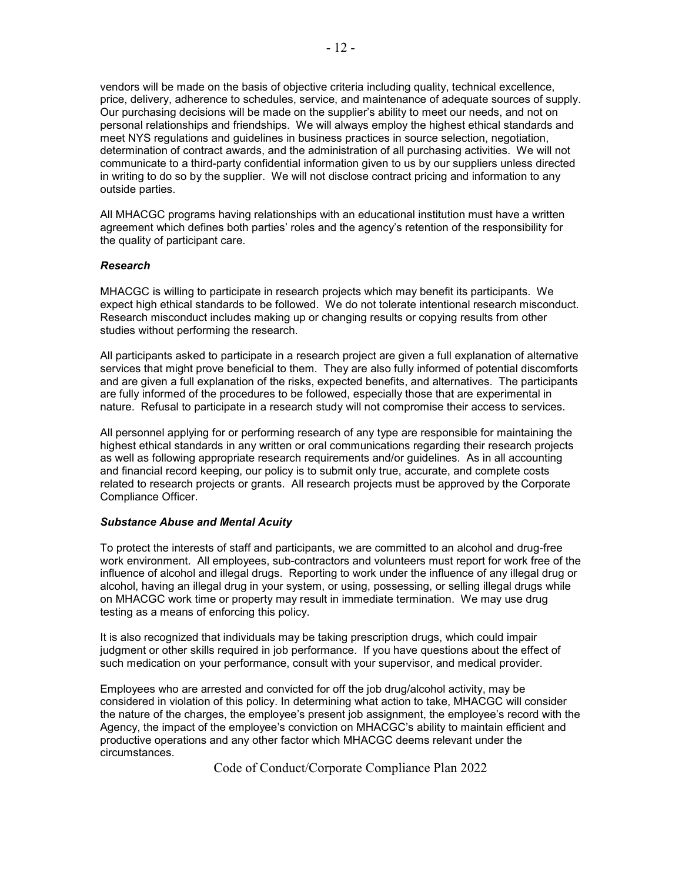vendors will be made on the basis of objective criteria including quality, technical excellence, price, delivery, adherence to schedules, service, and maintenance of adequate sources of supply. Our purchasing decisions will be made on the supplier's ability to meet our needs, and not on personal relationships and friendships. We will always employ the highest ethical standards and meet NYS regulations and guidelines in business practices in source selection, negotiation, determination of contract awards, and the administration of all purchasing activities. We will not communicate to a third-party confidential information given to us by our suppliers unless directed in writing to do so by the supplier. We will not disclose contract pricing and information to any outside parties.

All MHACGC programs having relationships with an educational institution must have a written agreement which defines both parties' roles and the agency's retention of the responsibility for the quality of participant care.

### *Research*

MHACGC is willing to participate in research projects which may benefit its participants. We expect high ethical standards to be followed. We do not tolerate intentional research misconduct. Research misconduct includes making up or changing results or copying results from other studies without performing the research.

All participants asked to participate in a research project are given a full explanation of alternative services that might prove beneficial to them. They are also fully informed of potential discomforts and are given a full explanation of the risks, expected benefits, and alternatives. The participants are fully informed of the procedures to be followed, especially those that are experimental in nature. Refusal to participate in a research study will not compromise their access to services.

All personnel applying for or performing research of any type are responsible for maintaining the highest ethical standards in any written or oral communications regarding their research projects as well as following appropriate research requirements and/or guidelines. As in all accounting and financial record keeping, our policy is to submit only true, accurate, and complete costs related to research projects or grants. All research projects must be approved by the Corporate Compliance Officer.

### *Substance Abuse and Mental Acuity*

To protect the interests of staff and participants, we are committed to an alcohol and drug-free work environment. All employees, sub-contractors and volunteers must report for work free of the influence of alcohol and illegal drugs. Reporting to work under the influence of any illegal drug or alcohol, having an illegal drug in your system, or using, possessing, or selling illegal drugs while on MHACGC work time or property may result in immediate termination. We may use drug testing as a means of enforcing this policy.

It is also recognized that individuals may be taking prescription drugs, which could impair judgment or other skills required in job performance. If you have questions about the effect of such medication on your performance, consult with your supervisor, and medical provider.

Employees who are arrested and convicted for off the job drug/alcohol activity, may be considered in violation of this policy. In determining what action to take, MHACGC will consider the nature of the charges, the employee's present job assignment, the employee's record with the Agency, the impact of the employee's conviction on MHACGC's ability to maintain efficient and productive operations and any other factor which MHACGC deems relevant under the circumstances.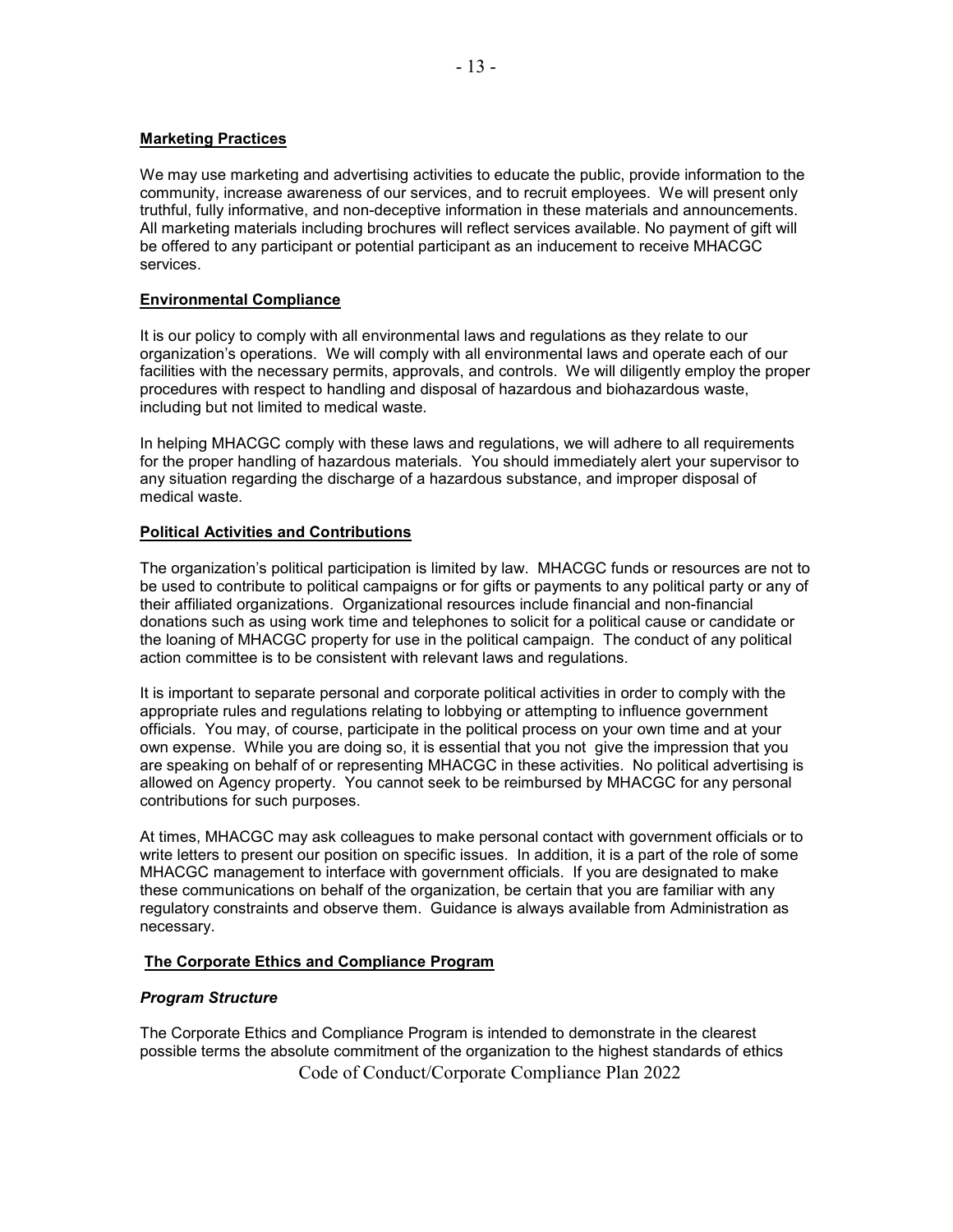**Marketing Practices**

We may use marketing and advertising activities to educate the public, provide information to the community, increase awareness of our services, and to recruit employees. We will present only truthful, fully informative, and non-deceptive information in these materials and announcements. All marketing materials including brochures will reflect services available. No payment of gift will be offered to any participant or potential participant as an inducement to receive MHACGC services.

**Environmental Compliance**

It is our policy to comply with all environmental laws and regulations as they relate to our organization's operations. We will comply with all environmental laws and operate each of our facilities with the necessary permits, approvals, and controls. We will diligently employ the proper procedures with respect to handling and disposal of hazardous and biohazardous waste, including but not limited to medical waste.

In helping MHACGC comply with these laws and regulations, we will adhere to all requirements for the proper handling of hazardous materials. You should immediately alert your supervisor to any situation regarding the discharge of a hazardous substance, and improper disposal of medical waste.

**Political Activities and Contributions**

The organization's political participation is limited by law. MHACGC funds or resources are not to be used to contribute to political campaigns or for gifts or payments to any political party or any of their affiliated organizations. Organizational resources include financial and non-financial donations such as using work time and telephones to solicit for a political cause or candidate or the loaning of MHACGC property for use in the political campaign. The conduct of any political action committee is to be consistent with relevant laws and regulations.

It is important to separate personal and corporate political activities in order to comply with the appropriate rules and regulations relating to lobbying or attempting to influence government officials. You may, of course, participate in the political process on your own time and at your own expense. While you are doing so, it is essential that you not give the impression that you are speaking on behalf of or representing MHACGC in these activities. No political advertising is allowed on Agency property. You cannot seek to be reimbursed by MHACGC for any personal contributions for such purposes.

At times, MHACGC may ask colleagues to make personal contact with government officials or to write letters to present our position on specific issues. In addition, it is a part of the role of some MHACGC management to interface with government officials. If you are designated to make these communications on behalf of the organization, be certain that you are familiar with any regulatory constraints and observe them. Guidance is always available from Administration as necessary.

**The Corporate Ethics and Compliance Program**

***Program Structure***

The Corporate Ethics and Compliance Program is intended to demonstrate in the clearest possible terms the absolute commitment of the organization to the highest standards of ethics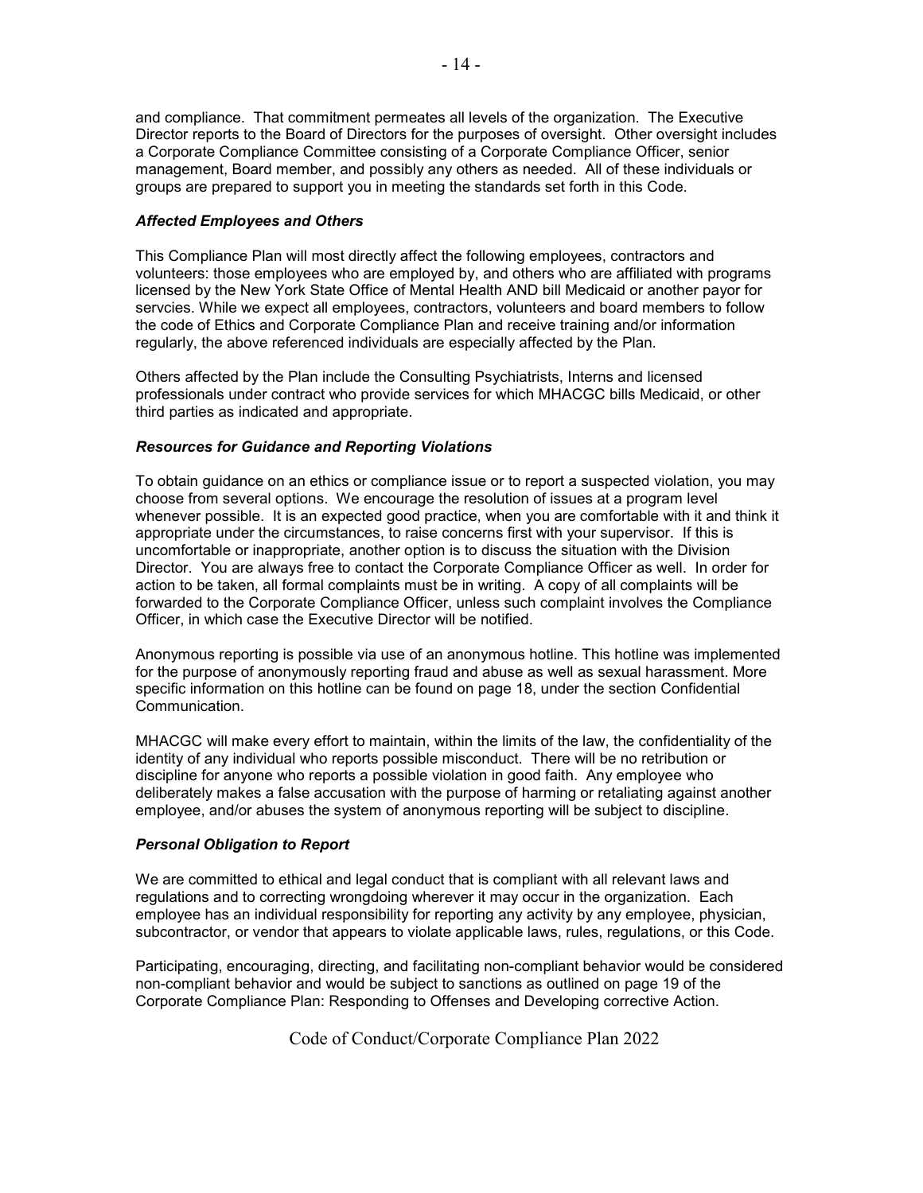and compliance. That commitment permeates all levels of the organization. The Executive Director reports to the Board of Directors for the purposes of oversight. Other oversight includes a Corporate Compliance Committee consisting of a Corporate Compliance Officer, senior management, Board member, and possibly any others as needed. All of these individuals or groups are prepared to support you in meeting the standards set forth in this Code.

### *Affected Employees and Others*

This Compliance Plan will most directly affect the following employees, contractors and volunteers: those employees who are employed by, and others who are affiliated with programs licensed by the New York State Office of Mental Health AND bill Medicaid or another payor for servcies. While we expect all employees, contractors, volunteers and board members to follow the code of Ethics and Corporate Compliance Plan and receive training and/or information regularly, the above referenced individuals are especially affected by the Plan.

Others affected by the Plan include the Consulting Psychiatrists, Interns and licensed professionals under contract who provide services for which MHACGC bills Medicaid, or other third parties as indicated and appropriate.

### *Resources for Guidance and Reporting Violations*

To obtain guidance on an ethics or compliance issue or to report a suspected violation, you may choose from several options. We encourage the resolution of issues at a program level whenever possible. It is an expected good practice, when you are comfortable with it and think it appropriate under the circumstances, to raise concerns first with your supervisor. If this is uncomfortable or inappropriate, another option is to discuss the situation with the Division Director. You are always free to contact the Corporate Compliance Officer as well. In order for action to be taken, all formal complaints must be in writing. A copy of all complaints will be forwarded to the Corporate Compliance Officer, unless such complaint involves the Compliance Officer, in which case the Executive Director will be notified.

Anonymous reporting is possible via use of an anonymous hotline. This hotline was implemented for the purpose of anonymously reporting fraud and abuse as well as sexual harassment. More specific information on this hotline can be found on page 18, under the section Confidential Communication.

MHACGC will make every effort to maintain, within the limits of the law, the confidentiality of the identity of any individual who reports possible misconduct. There will be no retribution or discipline for anyone who reports a possible violation in good faith. Any employee who deliberately makes a false accusation with the purpose of harming or retaliating against another employee, and/or abuses the system of anonymous reporting will be subject to discipline.

### *Personal Obligation to Report*

We are committed to ethical and legal conduct that is compliant with all relevant laws and regulations and to correcting wrongdoing wherever it may occur in the organization. Each employee has an individual responsibility for reporting any activity by any employee, physician, subcontractor, or vendor that appears to violate applicable laws, rules, regulations, or this Code.

Participating, encouraging, directing, and facilitating non-compliant behavior would be considered non-compliant behavior and would be subject to sanctions as outlined on page 19 of the Corporate Compliance Plan: Responding to Offenses and Developing corrective Action.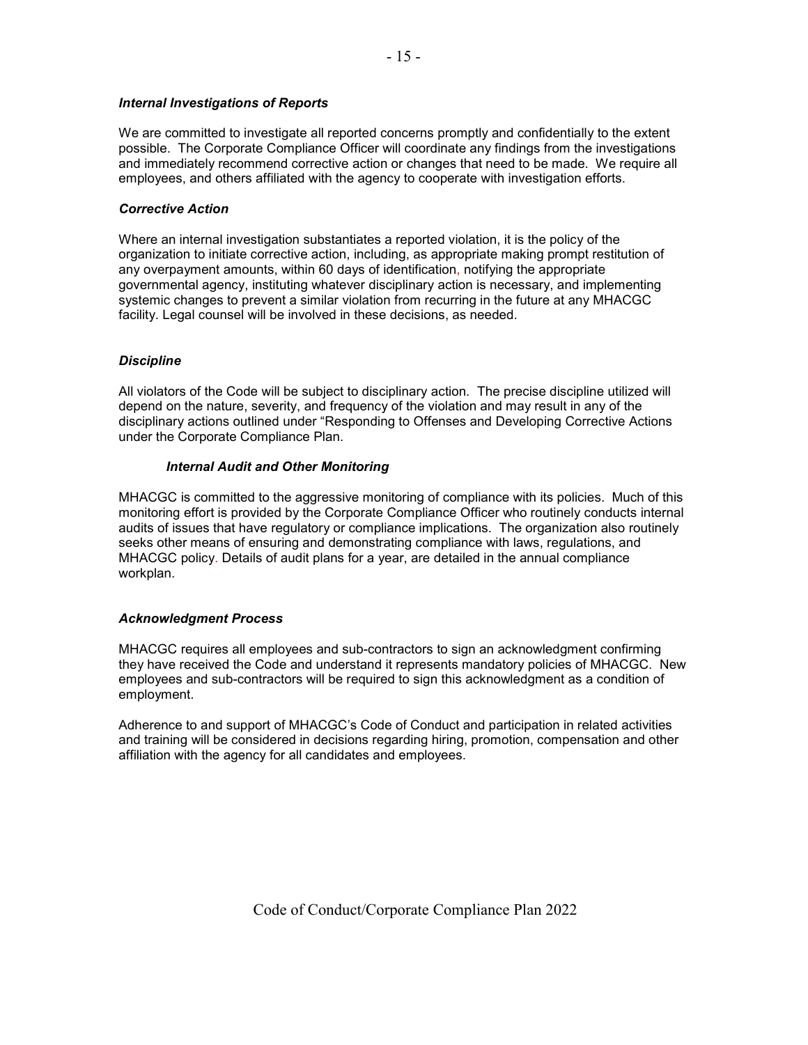### *Internal Investigations of Reports*

We are committed to investigate all reported concerns promptly and confidentially to the extent possible. The Corporate Compliance Officer will coordinate any findings from the investigations and immediately recommend corrective action or changes that need to be made. We require all employees, and others affiliated with the agency to cooperate with investigation efforts.

### *Corrective Action*

Where an internal investigation substantiates a reported violation, it is the policy of the organization to initiate corrective action, including, as appropriate making prompt restitution of any overpayment amounts, within 60 days of identification, notifying the appropriate governmental agency, instituting whatever disciplinary action is necessary, and implementing systemic changes to prevent a similar violation from recurring in the future at any MHACGC facility. Legal counsel will be involved in these decisions, as needed.

### *Discipline*

All violators of the Code will be subject to disciplinary action. The precise discipline utilized will depend on the nature, severity, and frequency of the violation and may result in any of the disciplinary actions outlined under "Responding to Offenses and Developing Corrective Actions under the Corporate Compliance Plan.

### *Internal Audit and Other Monitoring*

MHACGC is committed to the aggressive monitoring of compliance with its policies. Much of this monitoring effort is provided by the Corporate Compliance Officer who routinely conducts internal audits of issues that have regulatory or compliance implications. The organization also routinely seeks other means of ensuring and demonstrating compliance with laws, regulations, and MHACGC policy. Details of audit plans for a year, are detailed in the annual compliance workplan.

### *Acknowledgment Process*

MHACGC requires all employees and sub-contractors to sign an acknowledgment confirming they have received the Code and understand it represents mandatory policies of MHACGC. New employees and sub-contractors will be required to sign this acknowledgment as a condition of employment.

Adherence to and support of MHACGC's Code of Conduct and participation in related activities and training will be considered in decisions regarding hiring, promotion, compensation and other affiliation with the agency for all candidates and employees.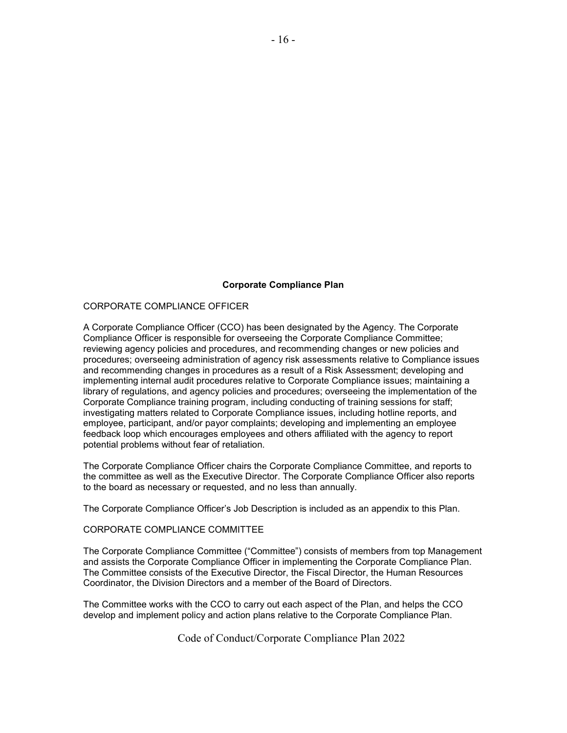## Corporate Compliance Plan

### CORPORATE COMPLIANCE OFFICER

A Corporate Compliance Officer (CCO) has been designated by the Agency. The Corporate Compliance Officer is responsible for overseeing the Corporate Compliance Committee; reviewing agency policies and procedures, and recommending changes or new policies and procedures; overseeing administration of agency risk assessments relative to Compliance issues and recommending changes in procedures as a result of a Risk Assessment; developing and implementing internal audit procedures relative to Corporate Compliance issues; maintaining a library of regulations, and agency policies and procedures; overseeing the implementation of the Corporate Compliance training program, including conducting of training sessions for staff; investigating matters related to Corporate Compliance issues, including hotline reports, and employee, participant, and/or payor complaints; developing and implementing an employee feedback loop which encourages employees and others affiliated with the agency to report potential problems without fear of retaliation.

The Corporate Compliance Officer chairs the Corporate Compliance Committee, and reports to the committee as well as the Executive Director. The Corporate Compliance Officer also reports to the board as necessary or requested, and no less than annually.

The Corporate Compliance Officer's Job Description is included as an appendix to this Plan.

### CORPORATE COMPLIANCE COMMITTEE

The Corporate Compliance Committee ("Committee") consists of members from top Management and assists the Corporate Compliance Officer in implementing the Corporate Compliance Plan. The Committee consists of the Executive Director, the Fiscal Director, the Human Resources Coordinator, the Division Directors and a member of the Board of Directors.

The Committee works with the CCO to carry out each aspect of the Plan, and helps the CCO develop and implement policy and action plans relative to the Corporate Compliance Plan.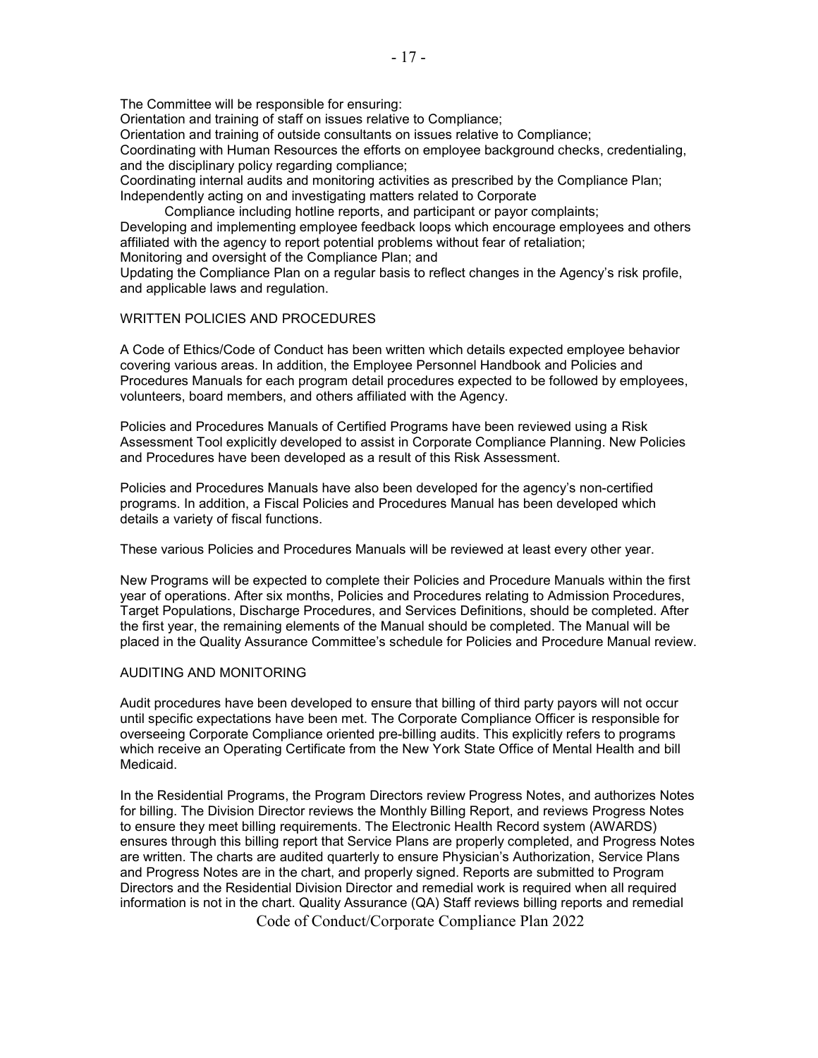The Committee will be responsible for ensuring:

Orientation and training of staff on issues relative to Compliance;

Orientation and training of outside consultants on issues relative to Compliance;

Coordinating with Human Resources the efforts on employee background checks, credentialing, and the disciplinary policy regarding compliance;

Coordinating internal audits and monitoring activities as prescribed by the Compliance Plan;

Independently acting on and investigating matters related to Corporate Compliance including hotline reports, and participant or payor complaints;

Developing and implementing employee feedback loops which encourage employees and others affiliated with the agency to report potential problems without fear of retaliation;

Monitoring and oversight of the Compliance Plan; and

Updating the Compliance Plan on a regular basis to reflect changes in the Agency's risk profile, and applicable laws and regulation.

## WRITTEN POLICIES AND PROCEDURES

A Code of Ethics/Code of Conduct has been written which details expected employee behavior covering various areas. In addition, the Employee Personnel Handbook and Policies and Procedures Manuals for each program detail procedures expected to be followed by employees, volunteers, board members, and others affiliated with the Agency.

Policies and Procedures Manuals of Certified Programs have been reviewed using a Risk Assessment Tool explicitly developed to assist in Corporate Compliance Planning. New Policies and Procedures have been developed as a result of this Risk Assessment.

Policies and Procedures Manuals have also been developed for the agency's non-certified programs. In addition, a Fiscal Policies and Procedures Manual has been developed which details a variety of fiscal functions.

These various Policies and Procedures Manuals will be reviewed at least every other year.

New Programs will be expected to complete their Policies and Procedure Manuals within the first year of operations. After six months, Policies and Procedures relating to Admission Procedures, Target Populations, Discharge Procedures, and Services Definitions, should be completed. After the first year, the remaining elements of the Manual should be completed. The Manual will be placed in the Quality Assurance Committee's schedule for Policies and Procedure Manual review.

## AUDITING AND MONITORING

Audit procedures have been developed to ensure that billing of third party payors will not occur until specific expectations have been met. The Corporate Compliance Officer is responsible for overseeing Corporate Compliance oriented pre-billing audits. This explicitly refers to programs which receive an Operating Certificate from the New York State Office of Mental Health and bill Medicaid.

In the Residential Programs, the Program Directors review Progress Notes, and authorizes Notes for billing. The Division Director reviews the Monthly Billing Report, and reviews Progress Notes to ensure they meet billing requirements. The Electronic Health Record system (AWARDS) ensures through this billing report that Service Plans are properly completed, and Progress Notes are written. The charts are audited quarterly to ensure Physician's Authorization, Service Plans and Progress Notes are in the chart, and properly signed. Reports are submitted to Program Directors and the Residential Division Director and remedial work is required when all required information is not in the chart. Quality Assurance (QA) Staff reviews billing reports and remedial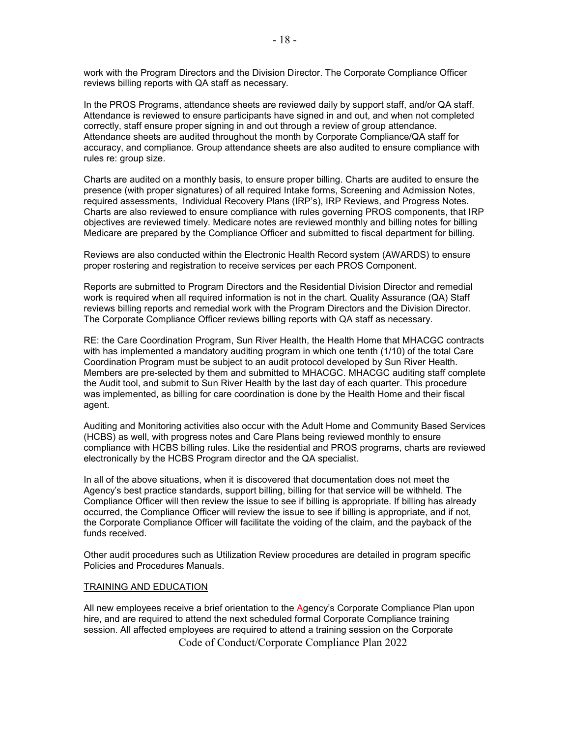work with the Program Directors and the Division Director. The Corporate Compliance Officer reviews billing reports with QA staff as necessary.

In the PROS Programs, attendance sheets are reviewed daily by support staff, and/or QA staff. Attendance is reviewed to ensure participants have signed in and out, and when not completed correctly, staff ensure proper signing in and out through a review of group attendance. Attendance sheets are audited throughout the month by Corporate Compliance/QA staff for accuracy, and compliance. Group attendance sheets are also audited to ensure compliance with rules re: group size.

Charts are audited on a monthly basis, to ensure proper billing. Charts are audited to ensure the presence (with proper signatures) of all required Intake forms, Screening and Admission Notes, required assessments, Individual Recovery Plans (IRP's), IRP Reviews, and Progress Notes. Charts are also reviewed to ensure compliance with rules governing PROS components, that IRP objectives are reviewed timely. Medicare notes are reviewed monthly and billing notes for billing Medicare are prepared by the Compliance Officer and submitted to fiscal department for billing.

Reviews are also conducted within the Electronic Health Record system (AWARDS) to ensure proper rostering and registration to receive services per each PROS Component.

Reports are submitted to Program Directors and the Residential Division Director and remedial work is required when all required information is not in the chart. Quality Assurance (QA) Staff reviews billing reports and remedial work with the Program Directors and the Division Director. The Corporate Compliance Officer reviews billing reports with QA staff as necessary.

RE: the Care Coordination Program, Sun River Health, the Health Home that MHACGC contracts with has implemented a mandatory auditing program in which one tenth (1/10) of the total Care Coordination Program must be subject to an audit protocol developed by Sun River Health. Members are pre-selected by them and submitted to MHACGC. MHACGC auditing staff complete the Audit tool, and submit to Sun River Health by the last day of each quarter. This procedure was implemented, as billing for care coordination is done by the Health Home and their fiscal agent.

Auditing and Monitoring activities also occur with the Adult Home and Community Based Services (HCBS) as well, with progress notes and Care Plans being reviewed monthly to ensure compliance with HCBS billing rules. Like the residential and PROS programs, charts are reviewed electronically by the HCBS Program director and the QA specialist.

In all of the above situations, when it is discovered that documentation does not meet the Agency's best practice standards, support billing, billing for that service will be withheld. The Compliance Officer will then review the issue to see if billing is appropriate. If billing has already occurred, the Compliance Officer will review the issue to see if billing is appropriate, and if not, the Corporate Compliance Officer will facilitate the voiding of the claim, and the payback of the funds received.

Other audit procedures such as Utilization Review procedures are detailed in program specific Policies and Procedures Manuals.

## TRAINING AND EDUCATION

All new employees receive a brief orientation to the Agency's Corporate Compliance Plan upon hire, and are required to attend the next scheduled formal Corporate Compliance training session. All affected employees are required to attend a training session on the Corporate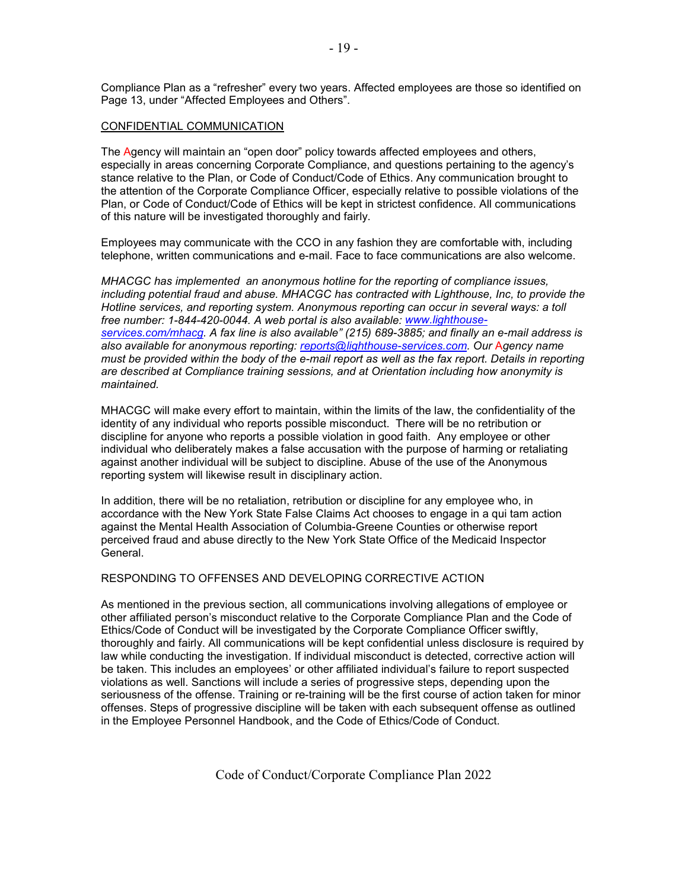Compliance Plan as a "refresher" every two years. Affected employees are those so identified on Page 13, under "Affected Employees and Others".

## CONFIDENTIAL COMMUNICATION

The Agency will maintain an "open door" policy towards affected employees and others, especially in areas concerning Corporate Compliance, and questions pertaining to the agency's stance relative to the Plan, or Code of Conduct/Code of Ethics. Any communication brought to the attention of the Corporate Compliance Officer, especially relative to possible violations of the Plan, or Code of Conduct/Code of Ethics will be kept in strictest confidence. All communications of this nature will be investigated thoroughly and fairly.

Employees may communicate with the CCO in any fashion they are comfortable with, including telephone, written communications and e-mail. Face to face communications are also welcome.

*MHACGC has implemented an anonymous hotline for the reporting of compliance issues, including potential fraud and abuse. MHACGC has contracted with Lighthouse, Inc, to provide the Hotline services, and reporting system. Anonymous reporting can occur in several ways: a toll free number: 1-844-420-0044. A web portal is also available: [www.lighthouse-services.com/mhacg](http://www.lighthouse-services.com/mhacg). A fax line is also available" (215) 689-3885; and finally an e-mail address is also available for anonymous reporting: [reports@lighthouse-services.com](mailto:reports@lighthouse-services.com). Our Agency name must be provided within the body of the e-mail report as well as the fax report. Details in reporting are described at Compliance training sessions, and at Orientation including how anonymity is maintained.*

MHACGC will make every effort to maintain, within the limits of the law, the confidentiality of the identity of any individual who reports possible misconduct. There will be no retribution or discipline for anyone who reports a possible violation in good faith. Any employee or other individual who deliberately makes a false accusation with the purpose of harming or retaliating against another individual will be subject to discipline. Abuse of the use of the Anonymous reporting system will likewise result in disciplinary action.

In addition, there will be no retaliation, retribution or discipline for any employee who, in accordance with the New York State False Claims Act chooses to engage in a qui tam action against the Mental Health Association of Columbia-Greene Counties or otherwise report perceived fraud and abuse directly to the New York State Office of the Medicaid Inspector General.

## RESPONDING TO OFFENSES AND DEVELOPING CORRECTIVE ACTION

As mentioned in the previous section, all communications involving allegations of employee or other affiliated person's misconduct relative to the Corporate Compliance Plan and the Code of Ethics/Code of Conduct will be investigated by the Corporate Compliance Officer swiftly, thoroughly and fairly. All communications will be kept confidential unless disclosure is required by law while conducting the investigation. If individual misconduct is detected, corrective action will be taken. This includes an employees' or other affiliated individual's failure to report suspected violations as well. Sanctions will include a series of progressive steps, depending upon the seriousness of the offense. Training or re-training will be the first course of action taken for minor offenses. Steps of progressive discipline will be taken with each subsequent offense as outlined in the Employee Personnel Handbook, and the Code of Ethics/Code of Conduct.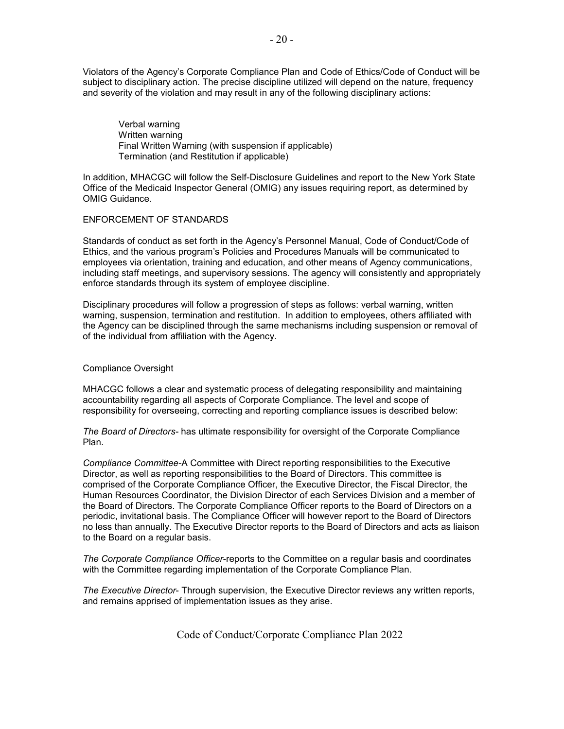Violators of the Agency's Corporate Compliance Plan and Code of Ethics/Code of Conduct will be subject to disciplinary action. The precise discipline utilized will depend on the nature, frequency and severity of the violation and may result in any of the following disciplinary actions:

- Verbal warning
- Written warning
- Final Written Warning (with suspension if applicable)
- Termination (and Restitution if applicable)

In addition, MHACGC will follow the Self-Disclosure Guidelines and report to the New York State Office of the Medicaid Inspector General (OMIG) any issues requiring report, as determined by OMIG Guidance.

## ENFORCEMENT OF STANDARDS

Standards of conduct as set forth in the Agency's Personnel Manual, Code of Conduct/Code of Ethics, and the various program's Policies and Procedures Manuals will be communicated to employees via orientation, training and education, and other means of Agency communications, including staff meetings, and supervisory sessions. The agency will consistently and appropriately enforce standards through its system of employee discipline.

Disciplinary procedures will follow a progression of steps as follows: verbal warning, written warning, suspension, termination and restitution. In addition to employees, others affiliated with the Agency can be disciplined through the same mechanisms including suspension or removal of of the individual from affiliation with the Agency.

## Compliance Oversight

MHACGC follows a clear and systematic process of delegating responsibility and maintaining accountability regarding all aspects of Corporate Compliance. The level and scope of responsibility for overseeing, correcting and reporting compliance issues is described below:

*The Board of Directors-* has ultimate responsibility for oversight of the Corporate Compliance Plan.

*Compliance Committee-*A Committee with Direct reporting responsibilities to the Executive Director, as well as reporting responsibilities to the Board of Directors. This committee is comprised of the Corporate Compliance Officer, the Executive Director, the Fiscal Director, the Human Resources Coordinator, the Division Director of each Services Division and a member of the Board of Directors. The Corporate Compliance Officer reports to the Board of Directors on a periodic, invitational basis. The Compliance Officer will however report to the Board of Directors no less than annually. The Executive Director reports to the Board of Directors and acts as liaison to the Board on a regular basis.

*The Corporate Compliance Officer-*reports to the Committee on a regular basis and coordinates with the Committee regarding implementation of the Corporate Compliance Plan.

*The Executive Director-* Through supervision, the Executive Director reviews any written reports, and remains apprised of implementation issues as they arise.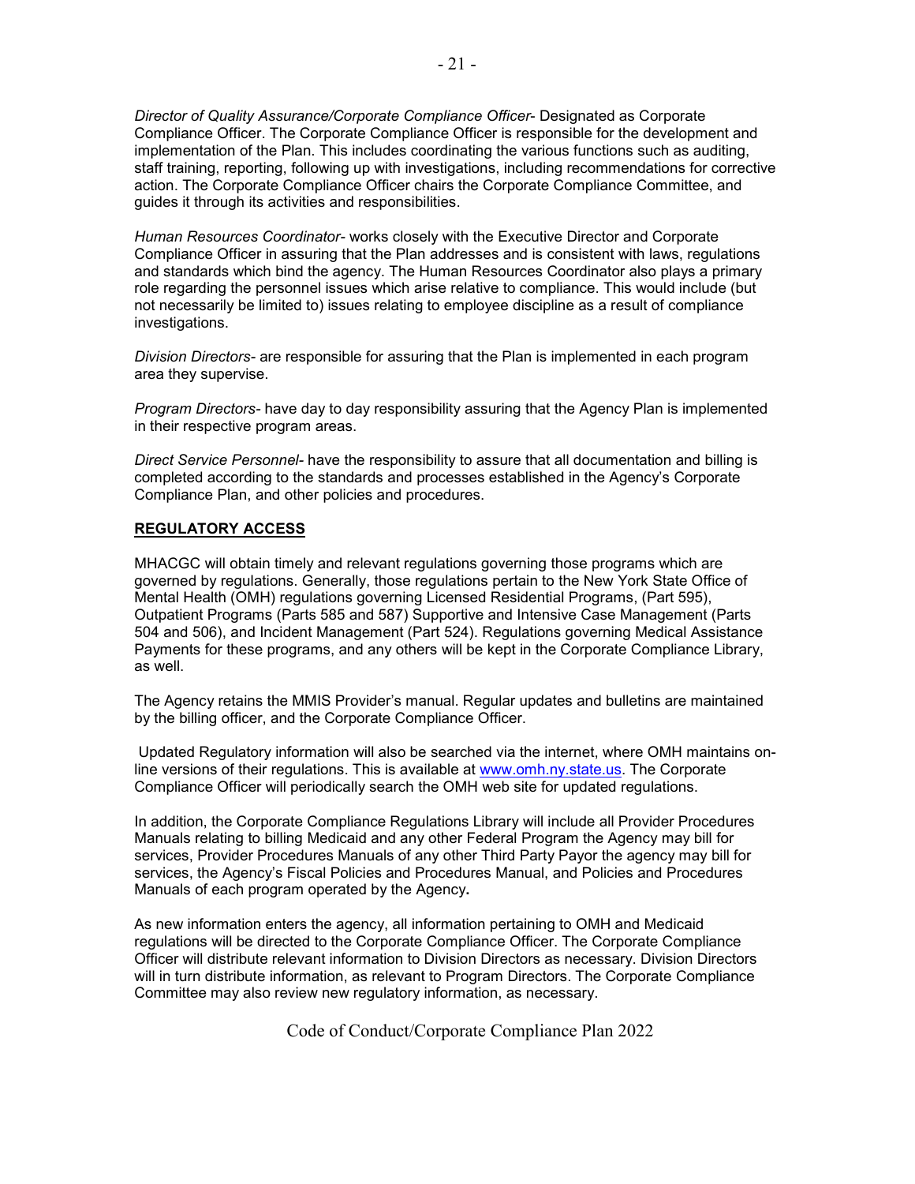*Director of Quality Assurance/Corporate Compliance Officer*- Designated as Corporate Compliance Officer. The Corporate Compliance Officer is responsible for the development and implementation of the Plan. This includes coordinating the various functions such as auditing, staff training, reporting, following up with investigations, including recommendations for corrective action. The Corporate Compliance Officer chairs the Corporate Compliance Committee, and guides it through its activities and responsibilities.

*Human Resources Coordinator*- works closely with the Executive Director and Corporate Compliance Officer in assuring that the Plan addresses and is consistent with laws, regulations and standards which bind the agency. The Human Resources Coordinator also plays a primary role regarding the personnel issues which arise relative to compliance. This would include (but not necessarily be limited to) issues relating to employee discipline as a result of compliance investigations.

*Division Directors*- are responsible for assuring that the Plan is implemented in each program area they supervise.

*Program Directors*- have day to day responsibility assuring that the Agency Plan is implemented in their respective program areas.

*Direct Service Personnel*- have the responsibility to assure that all documentation and billing is completed according to the standards and processes established in the Agency's Corporate Compliance Plan, and other policies and procedures.

**<u>REGULATORY ACCESS</u>**

MHACGC will obtain timely and relevant regulations governing those programs which are governed by regulations. Generally, those regulations pertain to the New York State Office of Mental Health (OMH) regulations governing Licensed Residential Programs, (Part 595), Outpatient Programs (Parts 585 and 587) Supportive and Intensive Case Management (Parts 504 and 506), and Incident Management (Part 524). Regulations governing Medical Assistance Payments for these programs, and any others will be kept in the Corporate Compliance Library, as well.

The Agency retains the MMIS Provider's manual. Regular updates and bulletins are maintained by the billing officer, and the Corporate Compliance Officer.

Updated Regulatory information will also be searched via the internet, where OMH maintains on-line versions of their regulations. This is available at [www.omh.ny.state.us](www.omh.ny.state.us). The Corporate Compliance Officer will periodically search the OMH web site for updated regulations.

In addition, the Corporate Compliance Regulations Library will include all Provider Procedures Manuals relating to billing Medicaid and any other Federal Program the Agency may bill for services, Provider Procedures Manuals of any other Third Party Payor the agency may bill for services, the Agency's Fiscal Policies and Procedures Manual, and Policies and Procedures Manuals of each program operated by the Agency**.**

As new information enters the agency, all information pertaining to OMH and Medicaid regulations will be directed to the Corporate Compliance Officer. The Corporate Compliance Officer will distribute relevant information to Division Directors as necessary. Division Directors will in turn distribute information, as relevant to Program Directors. The Corporate Compliance Committee may also review new regulatory information, as necessary.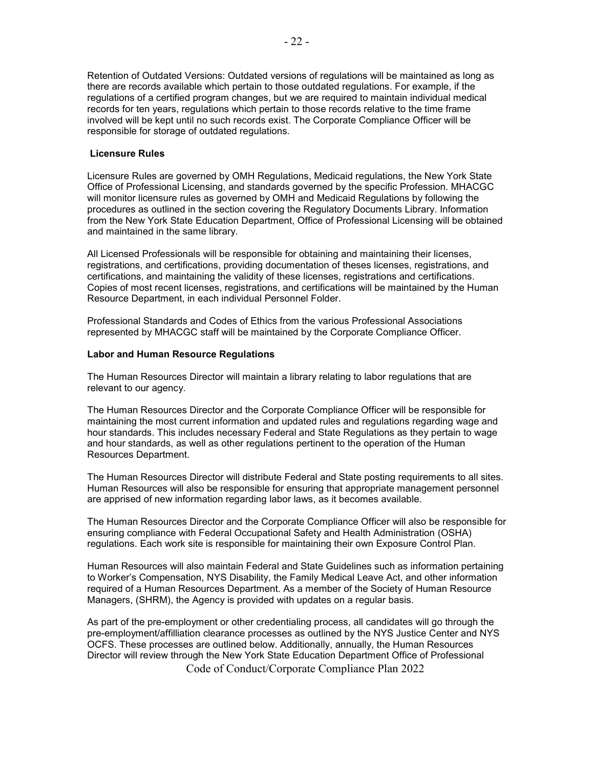Retention of Outdated Versions: Outdated versions of regulations will be maintained as long as there are records available which pertain to those outdated regulations. For example, if the regulations of a certified program changes, but we are required to maintain individual medical records for ten years, regulations which pertain to those records relative to the time frame involved will be kept until no such records exist. The Corporate Compliance Officer will be responsible for storage of outdated regulations.

**Licensure Rules**

Licensure Rules are governed by OMH Regulations, Medicaid regulations, the New York State Office of Professional Licensing, and standards governed by the specific Profession. MHACGC will monitor licensure rules as governed by OMH and Medicaid Regulations by following the procedures as outlined in the section covering the Regulatory Documents Library. Information from the New York State Education Department, Office of Professional Licensing will be obtained and maintained in the same library.

All Licensed Professionals will be responsible for obtaining and maintaining their licenses, registrations, and certifications, providing documentation of theses licenses, registrations, and certifications, and maintaining the validity of these licenses, registrations and certifications. Copies of most recent licenses, registrations, and certifications will be maintained by the Human Resource Department, in each individual Personnel Folder.

Professional Standards and Codes of Ethics from the various Professional Associations represented by MHACGC staff will be maintained by the Corporate Compliance Officer.

**Labor and Human Resource Regulations**

The Human Resources Director will maintain a library relating to labor regulations that are relevant to our agency.

The Human Resources Director and the Corporate Compliance Officer will be responsible for maintaining the most current information and updated rules and regulations regarding wage and hour standards. This includes necessary Federal and State Regulations as they pertain to wage and hour standards, as well as other regulations pertinent to the operation of the Human Resources Department.

The Human Resources Director will distribute Federal and State posting requirements to all sites. Human Resources will also be responsible for ensuring that appropriate management personnel are apprised of new information regarding labor laws, as it becomes available.

The Human Resources Director and the Corporate Compliance Officer will also be responsible for ensuring compliance with Federal Occupational Safety and Health Administration (OSHA) regulations. Each work site is responsible for maintaining their own Exposure Control Plan.

Human Resources will also maintain Federal and State Guidelines such as information pertaining to Worker's Compensation, NYS Disability, the Family Medical Leave Act, and other information required of a Human Resources Department. As a member of the Society of Human Resource Managers, (SHRM), the Agency is provided with updates on a regular basis.

As part of the pre-employment or other credentialing process, all candidates will go through the pre-employment/affilliation clearance processes as outlined by the NYS Justice Center and NYS OCFS. These processes are outlined below. Additionally, annually, the Human Resources Director will review through the New York State Education Department Office of Professional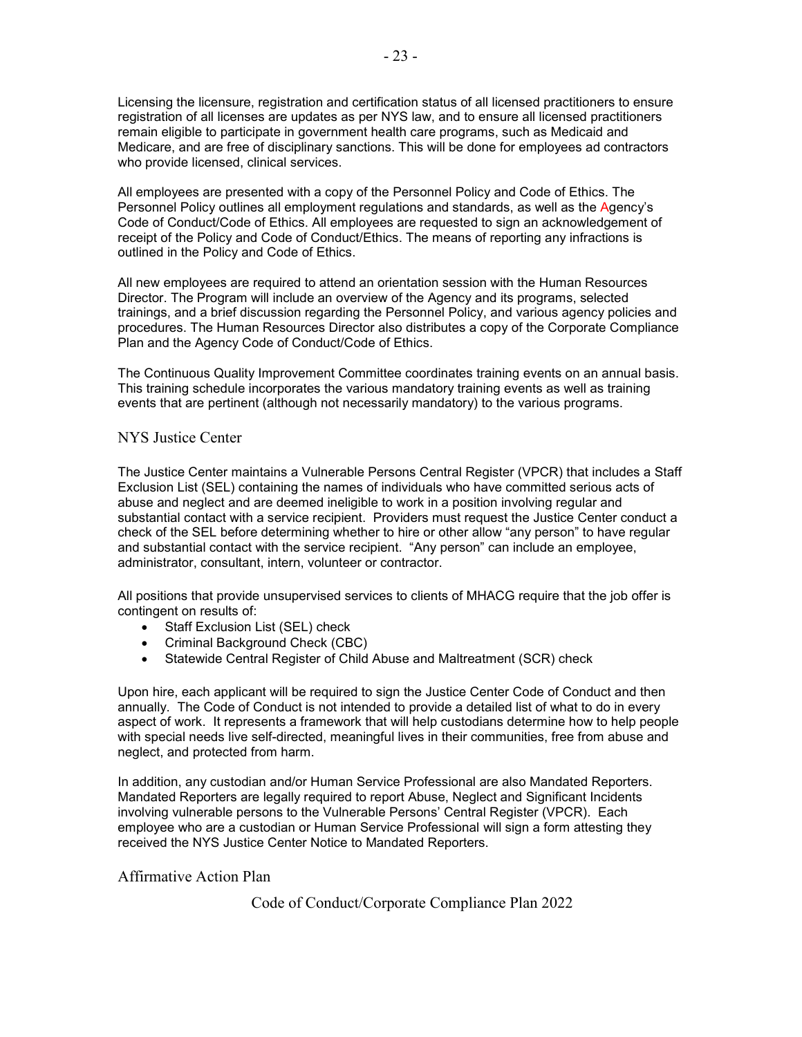Licensing the licensure, registration and certification status of all licensed practitioners to ensure registration of all licenses are updates as per NYS law, and to ensure all licensed practitioners remain eligible to participate in government health care programs, such as Medicaid and Medicare, and are free of disciplinary sanctions. This will be done for employees ad contractors who provide licensed, clinical services.

All employees are presented with a copy of the Personnel Policy and Code of Ethics. The Personnel Policy outlines all employment regulations and standards, as well as the Agency's Code of Conduct/Code of Ethics. All employees are requested to sign an acknowledgement of receipt of the Policy and Code of Conduct/Ethics. The means of reporting any infractions is outlined in the Policy and Code of Ethics.

All new employees are required to attend an orientation session with the Human Resources Director. The Program will include an overview of the Agency and its programs, selected trainings, and a brief discussion regarding the Personnel Policy, and various agency policies and procedures. The Human Resources Director also distributes a copy of the Corporate Compliance Plan and the Agency Code of Conduct/Code of Ethics.

The Continuous Quality Improvement Committee coordinates training events on an annual basis. This training schedule incorporates the various mandatory training events as well as training events that are pertinent (although not necessarily mandatory) to the various programs.

## NYS Justice Center

The Justice Center maintains a Vulnerable Persons Central Register (VPCR) that includes a Staff Exclusion List (SEL) containing the names of individuals who have committed serious acts of abuse and neglect and are deemed ineligible to work in a position involving regular and substantial contact with a service recipient. Providers must request the Justice Center conduct a check of the SEL before determining whether to hire or other allow "any person" to have regular and substantial contact with the service recipient. "Any person" can include an employee, administrator, consultant, intern, volunteer or contractor.

All positions that provide unsupervised services to clients of MHACG require that the job offer is contingent on results of:

- Staff Exclusion List (SEL) check
- Criminal Background Check (CBC)
- Statewide Central Register of Child Abuse and Maltreatment (SCR) check

Upon hire, each applicant will be required to sign the Justice Center Code of Conduct and then annually. The Code of Conduct is not intended to provide a detailed list of what to do in every aspect of work. It represents a framework that will help custodians determine how to help people with special needs live self-directed, meaningful lives in their communities, free from abuse and neglect, and protected from harm.

In addition, any custodian and/or Human Service Professional are also Mandated Reporters. Mandated Reporters are legally required to report Abuse, Neglect and Significant Incidents involving vulnerable persons to the Vulnerable Persons' Central Register (VPCR). Each employee who are a custodian or Human Service Professional will sign a form attesting they received the NYS Justice Center Notice to Mandated Reporters.

## Affirmative Action Plan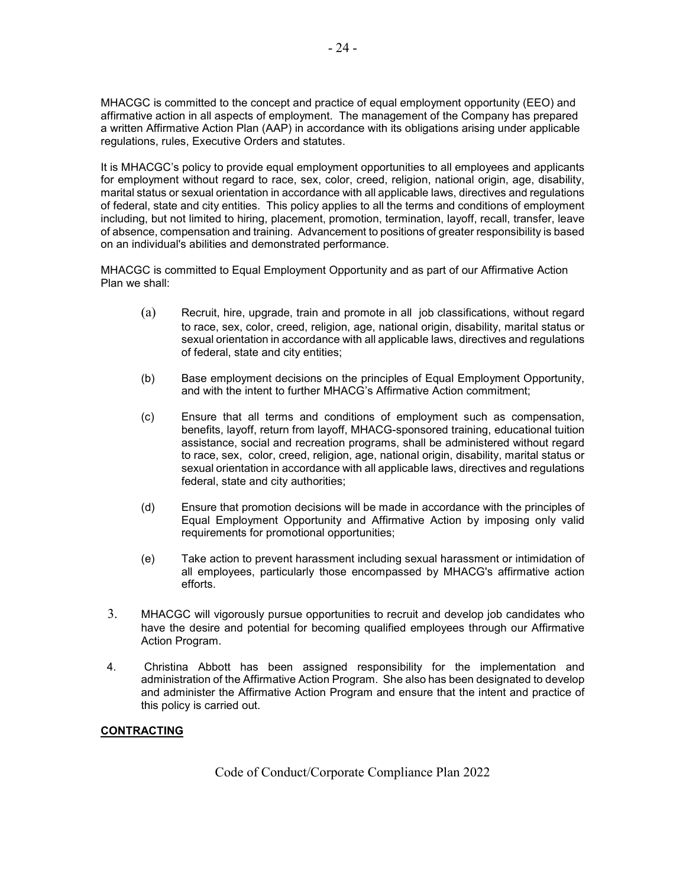MHACGC is committed to the concept and practice of equal employment opportunity (EEO) and affirmative action in all aspects of employment. The management of the Company has prepared a written Affirmative Action Plan (AAP) in accordance with its obligations arising under applicable regulations, rules, Executive Orders and statutes.

It is MHACGC's policy to provide equal employment opportunities to all employees and applicants for employment without regard to race, sex, color, creed, religion, national origin, age, disability, marital status or sexual orientation in accordance with all applicable laws, directives and regulations of federal, state and city entities. This policy applies to all the terms and conditions of employment including, but not limited to hiring, placement, promotion, termination, layoff, recall, transfer, leave of absence, compensation and training. Advancement to positions of greater responsibility is based on an individual's abilities and demonstrated performance.

MHACGC is committed to Equal Employment Opportunity and as part of our Affirmative Action Plan we shall:

(a) Recruit, hire, upgrade, train and promote in all job classifications, without regard to race, sex, color, creed, religion, age, national origin, disability, marital status or sexual orientation in accordance with all applicable laws, directives and regulations of federal, state and city entities;

(b) Base employment decisions on the principles of Equal Employment Opportunity, and with the intent to further MHACG's Affirmative Action commitment;

(c) Ensure that all terms and conditions of employment such as compensation, benefits, layoff, return from layoff, MHACG-sponsored training, educational tuition assistance, social and recreation programs, shall be administered without regard to race, sex, color, creed, religion, age, national origin, disability, marital status or sexual orientation in accordance with all applicable laws, directives and regulations federal, state and city authorities;

(d) Ensure that promotion decisions will be made in accordance with the principles of Equal Employment Opportunity and Affirmative Action by imposing only valid requirements for promotional opportunities;

(e) Take action to prevent harassment including sexual harassment or intimidation of all employees, particularly those encompassed by MHACG's affirmative action efforts.

3. MHACGC will vigorously pursue opportunities to recruit and develop job candidates who have the desire and potential for becoming qualified employees through our Affirmative Action Program.

4. Christina Abbott has been assigned responsibility for the implementation and administration of the Affirmative Action Program. She also has been designated to develop and administer the Affirmative Action Program and ensure that the intent and practice of this policy is carried out.

**CONTRACTING**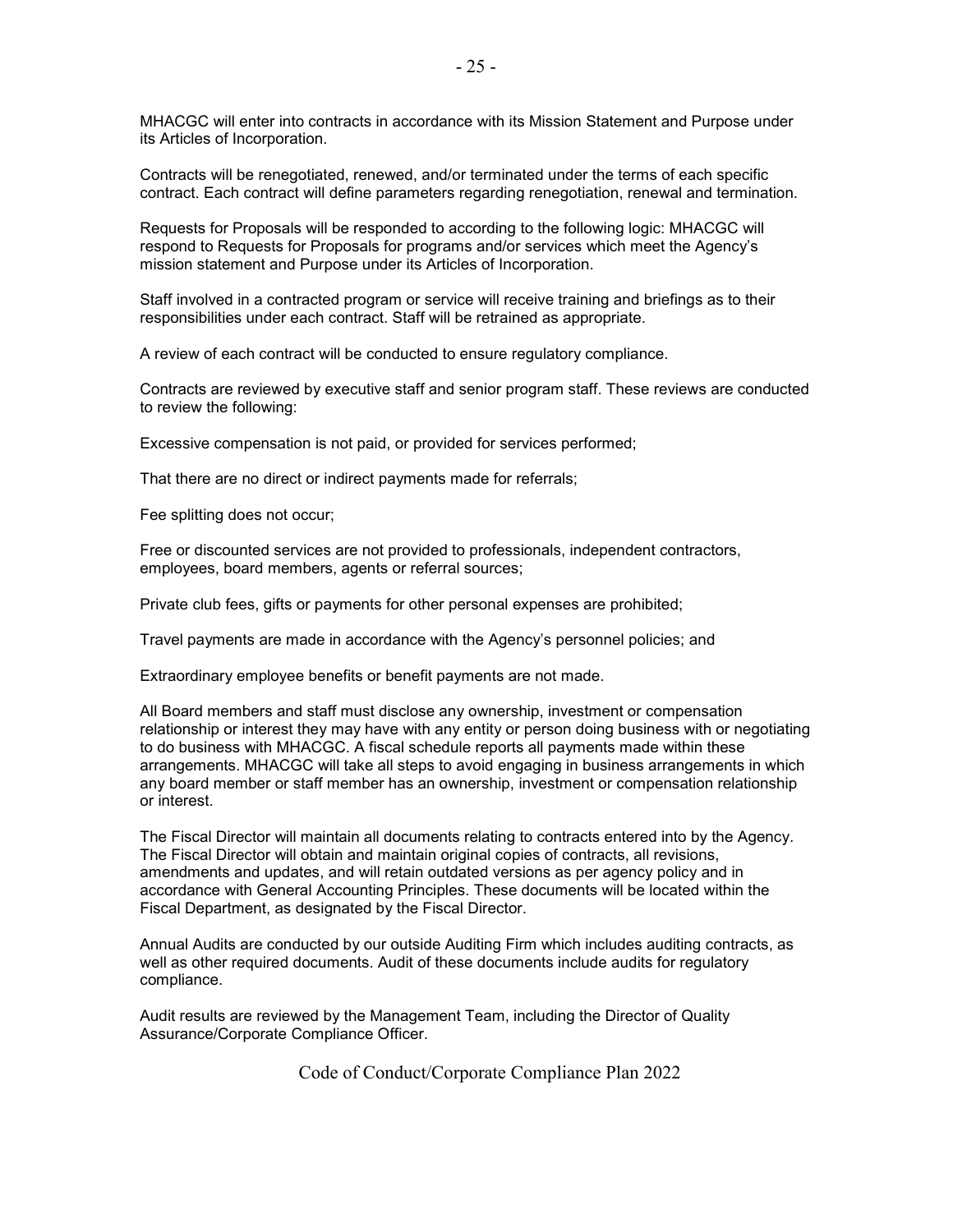MHACGC will enter into contracts in accordance with its Mission Statement and Purpose under its Articles of Incorporation.

Contracts will be renegotiated, renewed, and/or terminated under the terms of each specific contract. Each contract will define parameters regarding renegotiation, renewal and termination.

Requests for Proposals will be responded to according to the following logic: MHACGC will respond to Requests for Proposals for programs and/or services which meet the Agency's mission statement and Purpose under its Articles of Incorporation.

Staff involved in a contracted program or service will receive training and briefings as to their responsibilities under each contract. Staff will be retrained as appropriate.

A review of each contract will be conducted to ensure regulatory compliance.

Contracts are reviewed by executive staff and senior program staff. These reviews are conducted to review the following:

Excessive compensation is not paid, or provided for services performed;

That there are no direct or indirect payments made for referrals;

Fee splitting does not occur;

Free or discounted services are not provided to professionals, independent contractors, employees, board members, agents or referral sources;

Private club fees, gifts or payments for other personal expenses are prohibited;

Travel payments are made in accordance with the Agency's personnel policies; and

Extraordinary employee benefits or benefit payments are not made.

All Board members and staff must disclose any ownership, investment or compensation relationship or interest they may have with any entity or person doing business with or negotiating to do business with MHACGC. A fiscal schedule reports all payments made within these arrangements. MHACGC will take all steps to avoid engaging in business arrangements in which any board member or staff member has an ownership, investment or compensation relationship or interest.

The Fiscal Director will maintain all documents relating to contracts entered into by the Agency. The Fiscal Director will obtain and maintain original copies of contracts, all revisions, amendments and updates, and will retain outdated versions as per agency policy and in accordance with General Accounting Principles. These documents will be located within the Fiscal Department, as designated by the Fiscal Director.

Annual Audits are conducted by our outside Auditing Firm which includes auditing contracts, as well as other required documents. Audit of these documents include audits for regulatory compliance.

Audit results are reviewed by the Management Team, including the Director of Quality Assurance/Corporate Compliance Officer.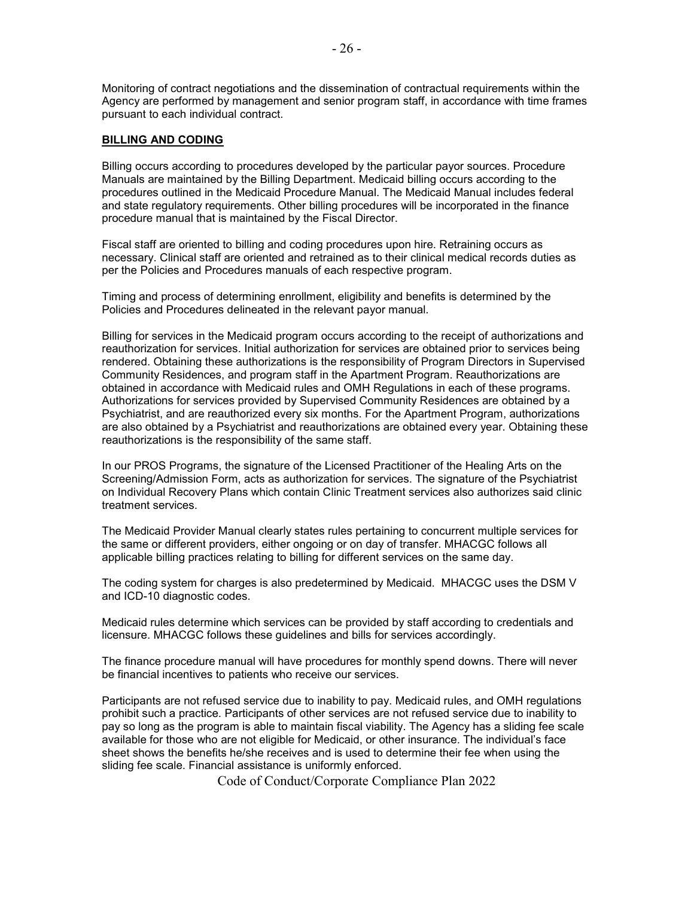Monitoring of contract negotiations and the dissemination of contractual requirements within the Agency are performed by management and senior program staff, in accordance with time frames pursuant to each individual contract.

## BILLING AND CODING

Billing occurs according to procedures developed by the particular payor sources. Procedure Manuals are maintained by the Billing Department. Medicaid billing occurs according to the procedures outlined in the Medicaid Procedure Manual. The Medicaid Manual includes federal and state regulatory requirements. Other billing procedures will be incorporated in the finance procedure manual that is maintained by the Fiscal Director.

Fiscal staff are oriented to billing and coding procedures upon hire. Retraining occurs as necessary. Clinical staff are oriented and retrained as to their clinical medical records duties as per the Policies and Procedures manuals of each respective program.

Timing and process of determining enrollment, eligibility and benefits is determined by the Policies and Procedures delineated in the relevant payor manual.

Billing for services in the Medicaid program occurs according to the receipt of authorizations and reauthorization for services. Initial authorization for services are obtained prior to services being rendered. Obtaining these authorizations is the responsibility of Program Directors in Supervised Community Residences, and program staff in the Apartment Program. Reauthorizations are obtained in accordance with Medicaid rules and OMH Regulations in each of these programs. Authorizations for services provided by Supervised Community Residences are obtained by a Psychiatrist, and are reauthorized every six months. For the Apartment Program, authorizations are also obtained by a Psychiatrist and reauthorizations are obtained every year. Obtaining these reauthorizations is the responsibility of the same staff.

In our PROS Programs, the signature of the Licensed Practitioner of the Healing Arts on the Screening/Admission Form, acts as authorization for services. The signature of the Psychiatrist on Individual Recovery Plans which contain Clinic Treatment services also authorizes said clinic treatment services.

The Medicaid Provider Manual clearly states rules pertaining to concurrent multiple services for the same or different providers, either ongoing or on day of transfer. MHACGC follows all applicable billing practices relating to billing for different services on the same day.

The coding system for charges is also predetermined by Medicaid. MHACGC uses the DSM V and ICD-10 diagnostic codes.

Medicaid rules determine which services can be provided by staff according to credentials and licensure. MHACGC follows these guidelines and bills for services accordingly.

The finance procedure manual will have procedures for monthly spend downs. There will never be financial incentives to patients who receive our services.

Participants are not refused service due to inability to pay. Medicaid rules, and OMH regulations prohibit such a practice. Participants of other services are not refused service due to inability to pay so long as the program is able to maintain fiscal viability. The Agency has a sliding fee scale available for those who are not eligible for Medicaid, or other insurance. The individual's face sheet shows the benefits he/she receives and is used to determine their fee when using the sliding fee scale. Financial assistance is uniformly enforced.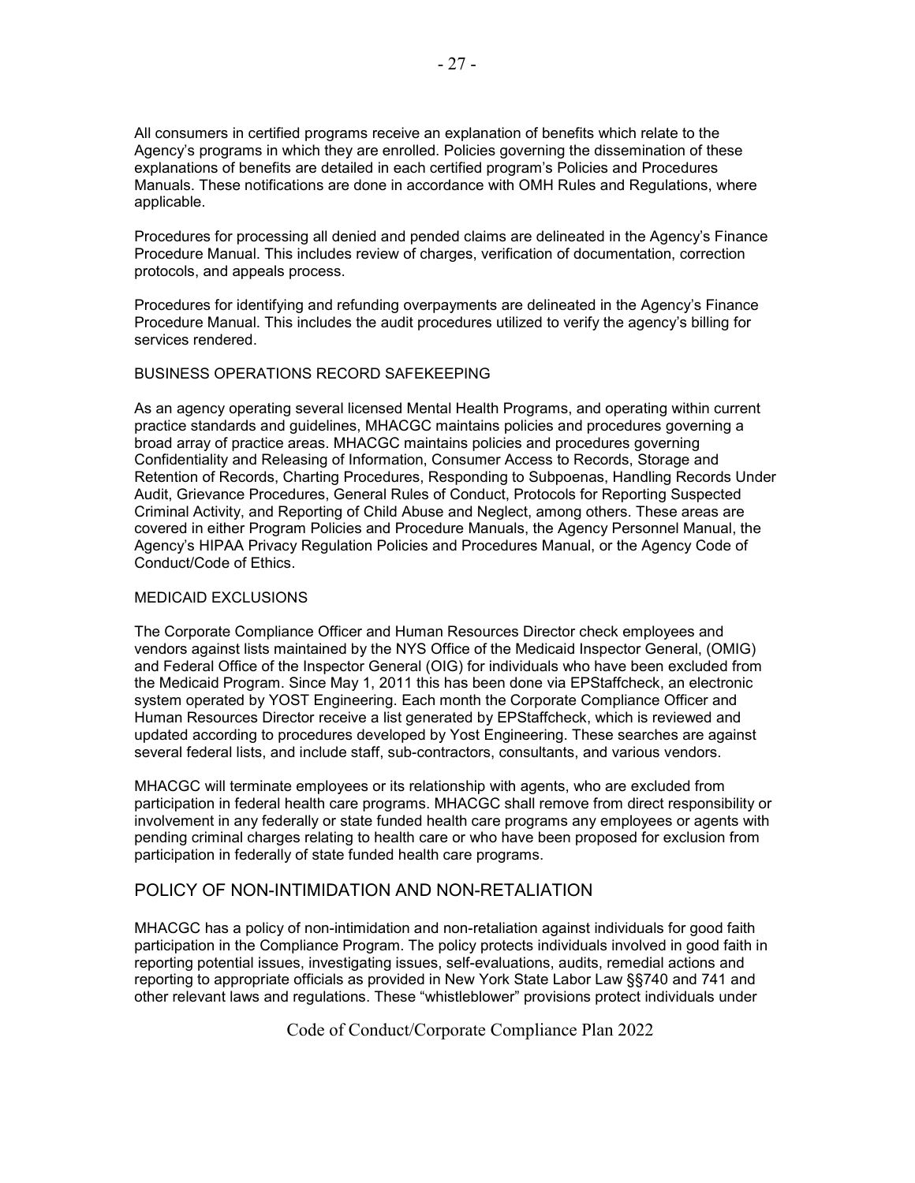All consumers in certified programs receive an explanation of benefits which relate to the Agency's programs in which they are enrolled. Policies governing the dissemination of these explanations of benefits are detailed in each certified program's Policies and Procedures Manuals. These notifications are done in accordance with OMH Rules and Regulations, where applicable.

Procedures for processing all denied and pended claims are delineated in the Agency's Finance Procedure Manual. This includes review of charges, verification of documentation, correction protocols, and appeals process.

Procedures for identifying and refunding overpayments are delineated in the Agency's Finance Procedure Manual. This includes the audit procedures utilized to verify the agency's billing for services rendered.

### BUSINESS OPERATIONS RECORD SAFEKEEPING

As an agency operating several licensed Mental Health Programs, and operating within current practice standards and guidelines, MHACGC maintains policies and procedures governing a broad array of practice areas. MHACGC maintains policies and procedures governing Confidentiality and Releasing of Information, Consumer Access to Records, Storage and Retention of Records, Charting Procedures, Responding to Subpoenas, Handling Records Under Audit, Grievance Procedures, General Rules of Conduct, Protocols for Reporting Suspected Criminal Activity, and Reporting of Child Abuse and Neglect, among others. These areas are covered in either Program Policies and Procedure Manuals, the Agency Personnel Manual, the Agency's HIPAA Privacy Regulation Policies and Procedures Manual, or the Agency Code of Conduct/Code of Ethics.

### MEDICAID EXCLUSIONS

The Corporate Compliance Officer and Human Resources Director check employees and vendors against lists maintained by the NYS Office of the Medicaid Inspector General, (OMIG) and Federal Office of the Inspector General (OIG) for individuals who have been excluded from the Medicaid Program. Since May 1, 2011 this has been done via EPStaffcheck, an electronic system operated by YOST Engineering. Each month the Corporate Compliance Officer and Human Resources Director receive a list generated by EPStaffcheck, which is reviewed and updated according to procedures developed by Yost Engineering. These searches are against several federal lists, and include staff, sub-contractors, consultants, and various vendors.

MHACGC will terminate employees or its relationship with agents, who are excluded from participation in federal health care programs. MHACGC shall remove from direct responsibility or involvement in any federally or state funded health care programs any employees or agents with pending criminal charges relating to health care or who have been proposed for exclusion from participation in federally of state funded health care programs.

## POLICY OF NON-INTIMIDATION AND NON-RETALIATION

MHACGC has a policy of non-intimidation and non-retaliation against individuals for good faith participation in the Compliance Program. The policy protects individuals involved in good faith in reporting potential issues, investigating issues, self-evaluations, audits, remedial actions and reporting to appropriate officials as provided in New York State Labor Law §§740 and 741 and other relevant laws and regulations. These "whistleblower" provisions protect individuals under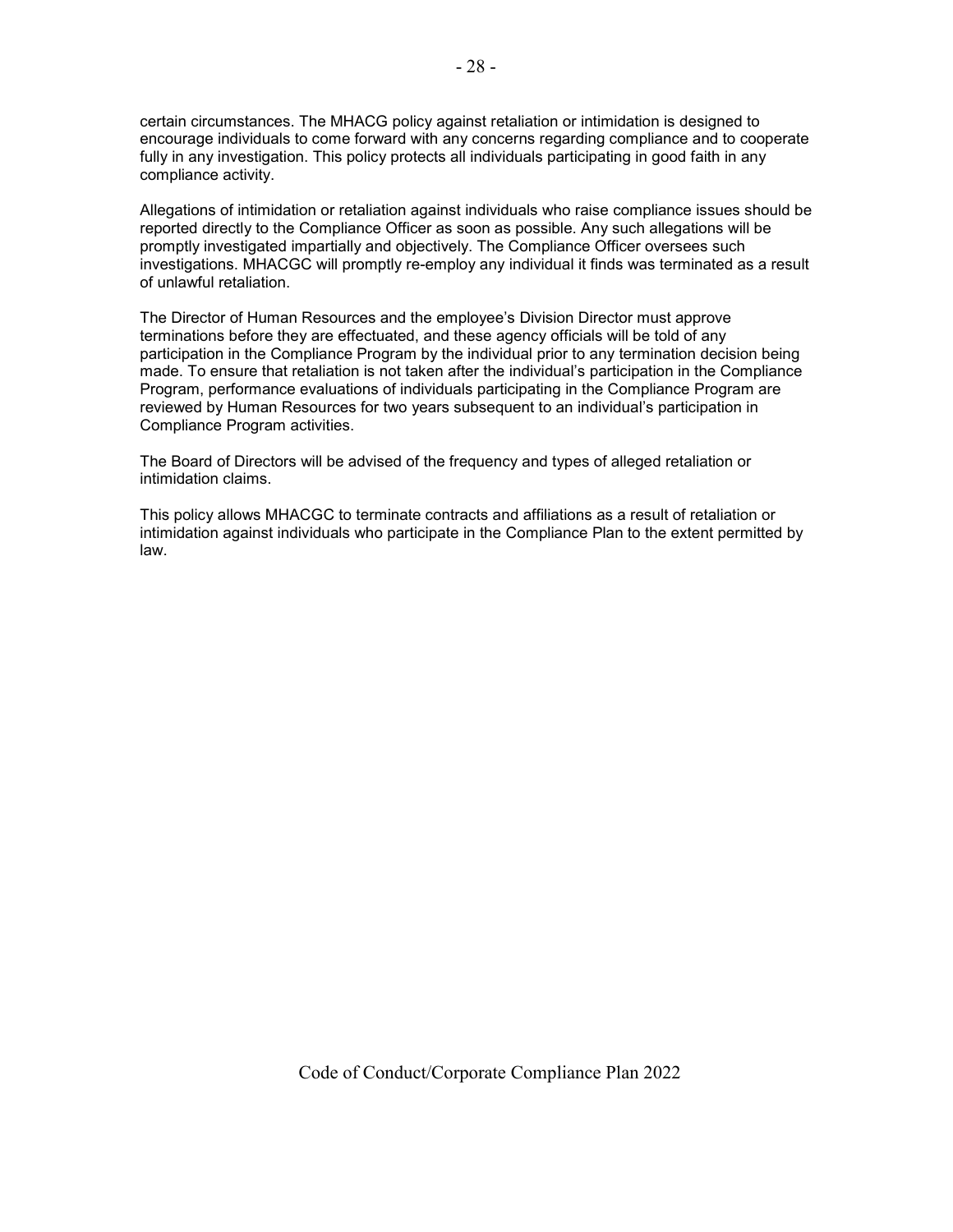certain circumstances. The MHACG policy against retaliation or intimidation is designed to encourage individuals to come forward with any concerns regarding compliance and to cooperate fully in any investigation. This policy protects all individuals participating in good faith in any compliance activity.

Allegations of intimidation or retaliation against individuals who raise compliance issues should be reported directly to the Compliance Officer as soon as possible. Any such allegations will be promptly investigated impartially and objectively. The Compliance Officer oversees such investigations. MHACGC will promptly re-employ any individual it finds was terminated as a result of unlawful retaliation.

The Director of Human Resources and the employee's Division Director must approve terminations before they are effectuated, and these agency officials will be told of any participation in the Compliance Program by the individual prior to any termination decision being made. To ensure that retaliation is not taken after the individual's participation in the Compliance Program, performance evaluations of individuals participating in the Compliance Program are reviewed by Human Resources for two years subsequent to an individual's participation in Compliance Program activities.

The Board of Directors will be advised of the frequency and types of alleged retaliation or intimidation claims.

This policy allows MHACGC to terminate contracts and affiliations as a result of retaliation or intimidation against individuals who participate in the Compliance Plan to the extent permitted by law.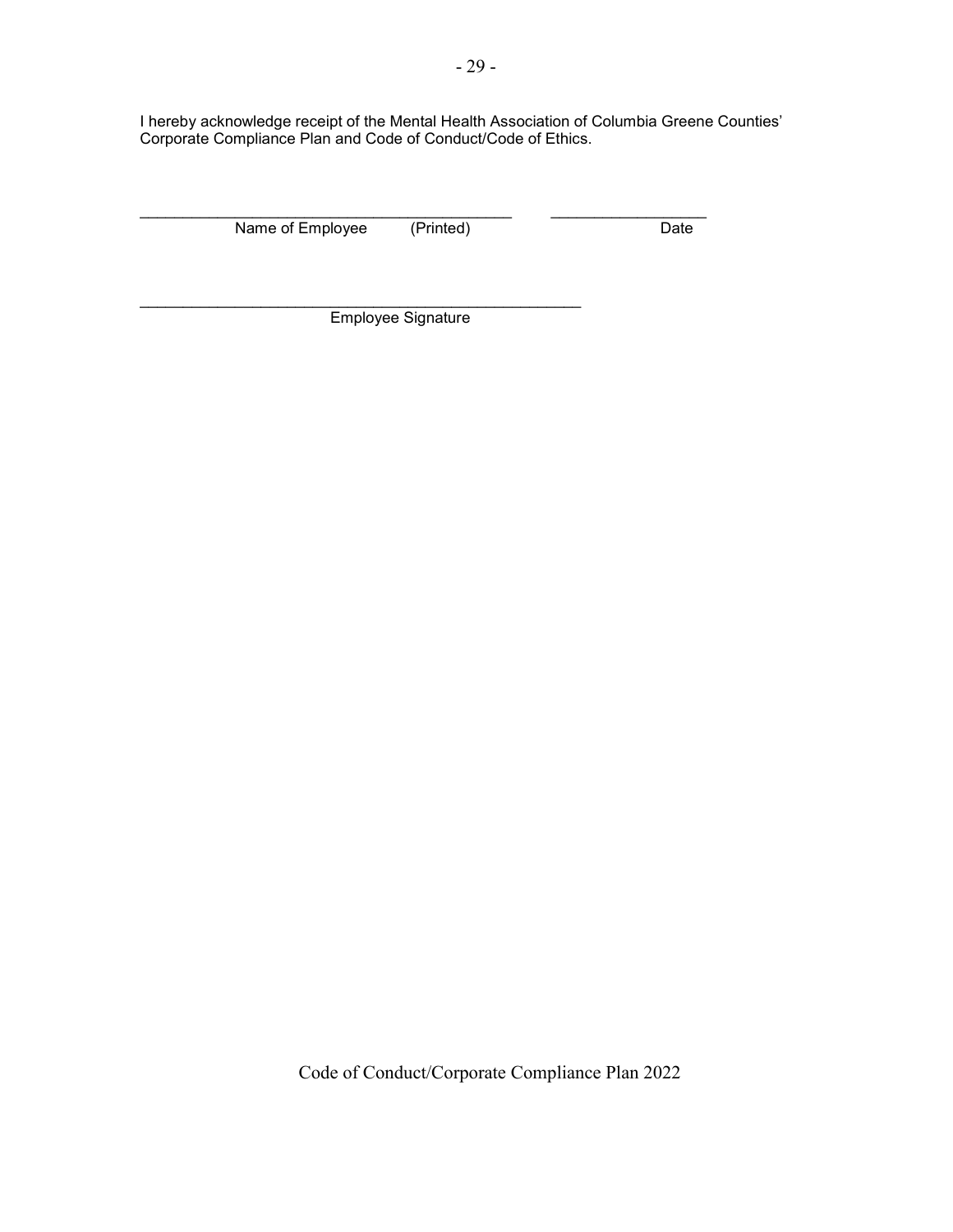I hereby acknowledge receipt of the Mental Health Association of Columbia Greene Counties' Corporate Compliance Plan and Code of Conduct/Code of Ethics.

_____________________________________________ __________________

Name of Employee (Printed) Date

_____________________________________________________

Employee Signature